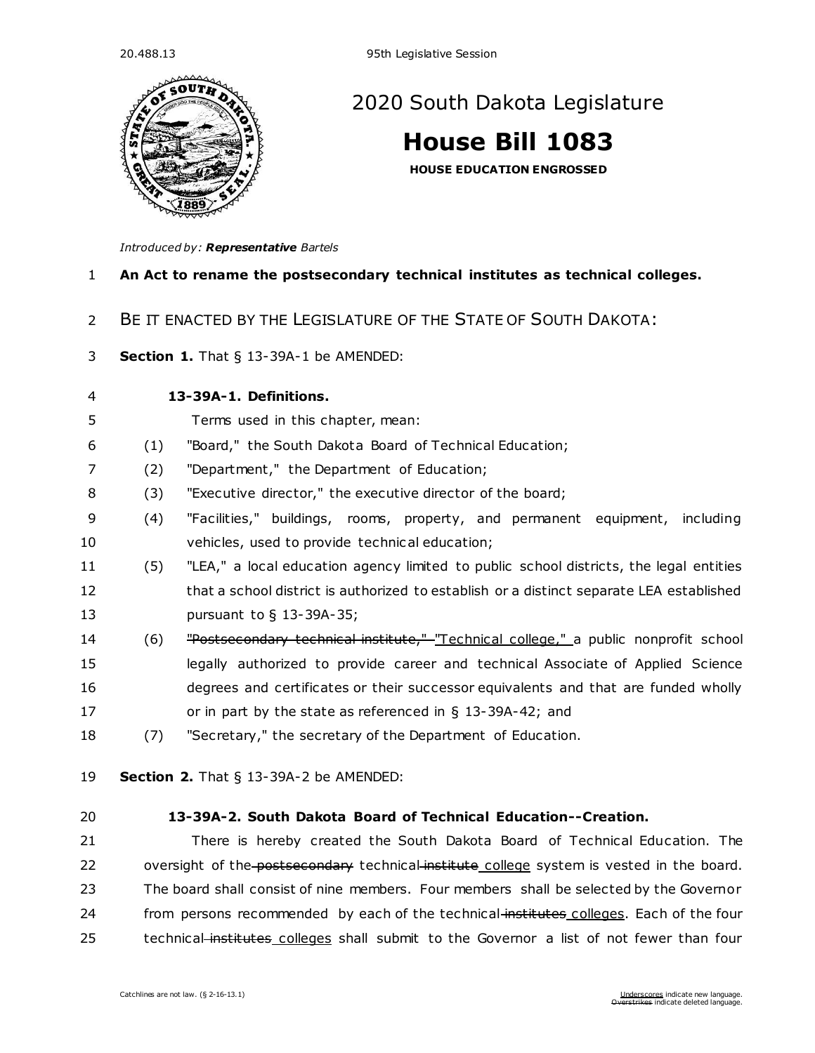20.488.13 95th Legislative Session

# 2020 South Dakota Legislature

# House Bill 1083

**HOUSE EDUCATION ENGROSSED**

*Introduced by:* ***Representative*** *Bartels*

**An Act to rename the postsecondary technical institutes as technical colleges.**

BE IT ENACTED BY THE LEGISLATURE OF THE STATE OF SOUTH DAKOTA:

**Section 1.** That § 13-39A-1 be AMENDED:

**13-39A-1. Definitions.**

Terms used in this chapter, mean:

(1) "Board," the South Dakota Board of Technical Education;

(2) "Department," the Department of Education;

(3) "Executive director," the executive director of the board;

(4) "Facilities," buildings, rooms, property, and permanent equipment, including vehicles, used to provide technical education;

(5) "LEA," a local education agency limited to public school districts, the legal entities that a school district is authorized to establish or a distinct separate LEA established pursuant to § 13-39A-35;

(6) ~~"Postsecondary technical institute,"~~ <u>"Technical college,"</u> a public nonprofit school legally authorized to provide career and technical Associate of Applied Science degrees and certificates or their successor equivalents and that are funded wholly or in part by the state as referenced in § 13-39A-42; and

(7) "Secretary," the secretary of the Department of Education.

**Section 2.** That § 13-39A-2 be AMENDED:

**13-39A-2. South Dakota Board of Technical Education--Creation.**

There is hereby created the South Dakota Board of Technical Education. The oversight of the ~~postsecondary~~ technical ~~institute~~ <u>college</u> system is vested in the board. The board shall consist of nine members. Four members shall be selected by the Governor from persons recommended by each of the technical ~~institutes~~ <u>colleges</u>. Each of the four technical ~~institutes~~ <u>colleges</u> shall submit to the Governor a list of not fewer than four

Catchlines are not law. (§ 2-16-13.1)

<u>Underscores</u> indicate new language. ~~Overstrikes~~ indicate deleted language.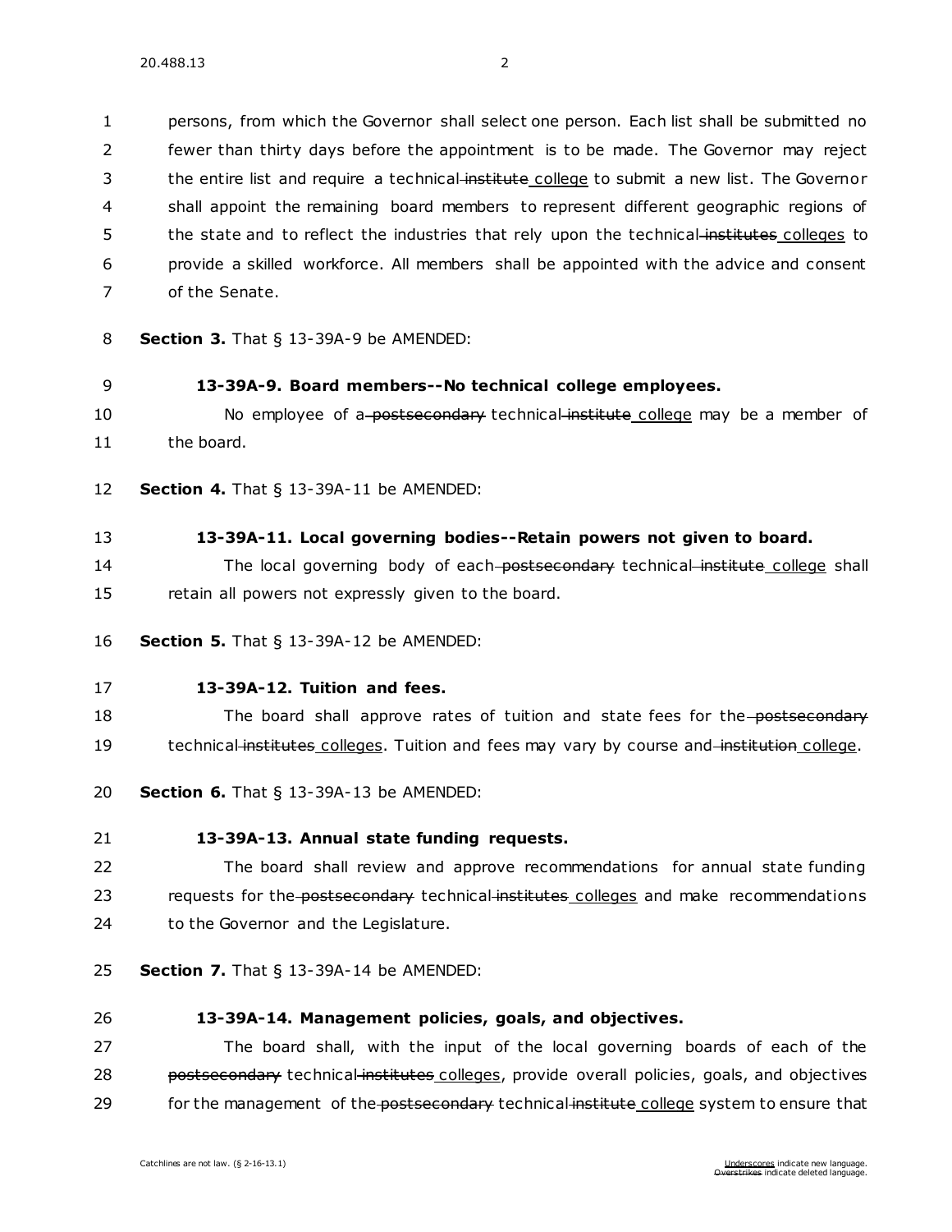persons, from which the Governor shall select one person. Each list shall be submitted no fewer than thirty days before the appointment is to be made. The Governor may reject the entire list and require a technical ~~institute~~ college to submit a new list. The Governor shall appoint the remaining board members to represent different geographic regions of the state and to reflect the industries that rely upon the technical ~~institutes~~ colleges to provide a skilled workforce. All members shall be appointed with the advice and consent of the Senate.

**Section 3.** That § 13-39A-9 be AMENDED:

**13-39A-9. Board members--No technical college employees.**

No employee of a ~~postsecondary~~ technical ~~institute~~ college may be a member of the board.

**Section 4.** That § 13-39A-11 be AMENDED:

**13-39A-11. Local governing bodies--Retain powers not given to board.**

The local governing body of each ~~postsecondary~~ technical ~~institute~~ college shall retain all powers not expressly given to the board.

**Section 5.** That § 13-39A-12 be AMENDED:

**13-39A-12. Tuition and fees.**

The board shall approve rates of tuition and state fees for the ~~postsecondary~~ technical ~~institutes~~ colleges. Tuition and fees may vary by course and ~~institution~~ college.

**Section 6.** That § 13-39A-13 be AMENDED:

**13-39A-13. Annual state funding requests.**

The board shall review and approve recommendations for annual state funding requests for the ~~postsecondary~~ technical ~~institutes~~ colleges and make recommendations to the Governor and the Legislature.

**Section 7.** That § 13-39A-14 be AMENDED:

**13-39A-14. Management policies, goals, and objectives.**

The board shall, with the input of the local governing boards of each of the ~~postsecondary~~ technical ~~institutes~~ colleges, provide overall policies, goals, and objectives for the management of the ~~postsecondary~~ technical ~~institute~~ college system to ensure that

Catchlines are not law. (§ 2-16-13.1)

Underscores indicate new language. Overstrikes indicate deleted language.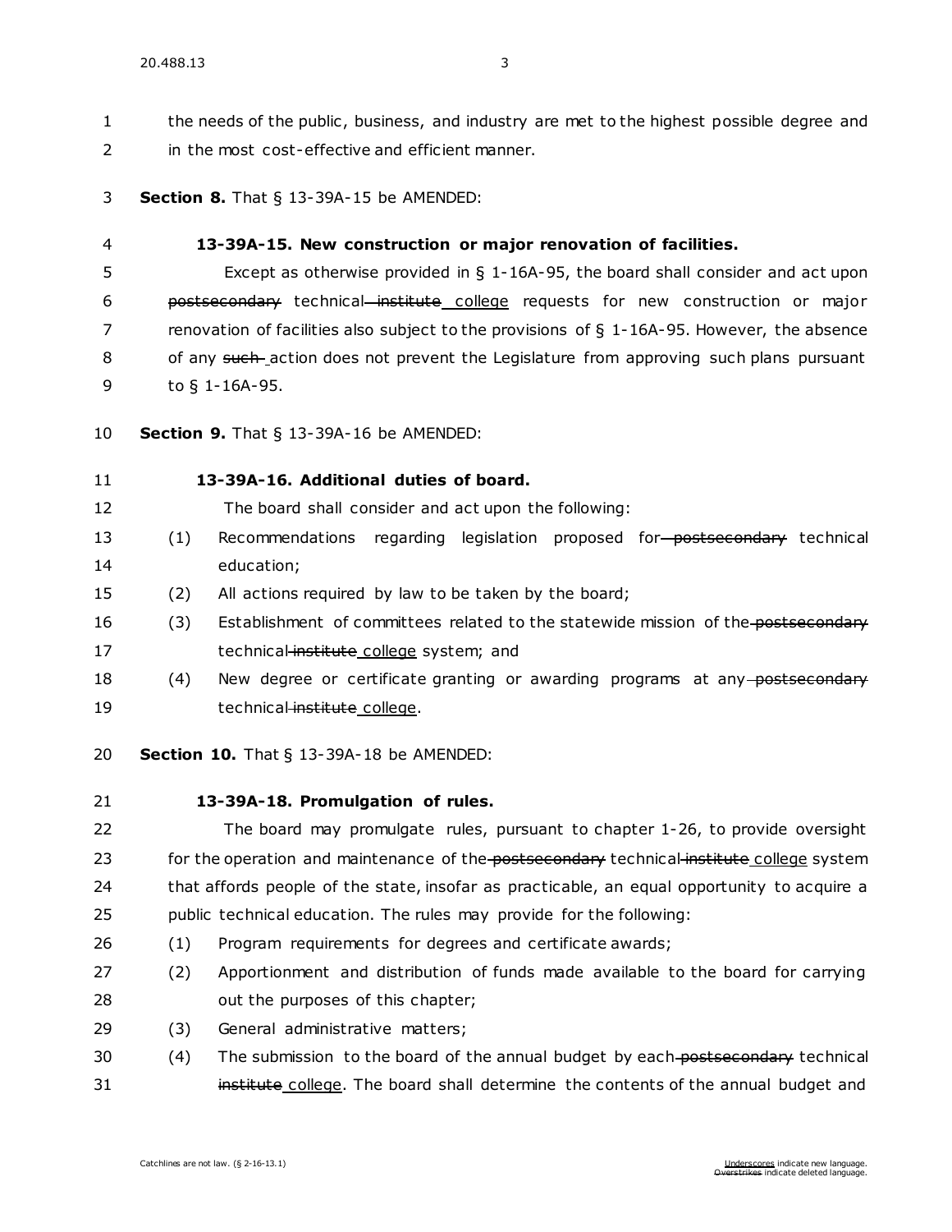the needs of the public, business, and industry are met to the highest possible degree and in the most cost-effective and efficient manner.

**Section 8.** That § 13-39A-15 be AMENDED:

**13-39A-15. New construction or major renovation of facilities.**

Except as otherwise provided in § 1-16A-95, the board shall consider and act upon ~~postsecondary~~ technical ~~institute~~ <u>college</u> requests for new construction or major renovation of facilities also subject to the provisions of § 1-16A-95. However, the absence of any ~~such~~ action does not prevent the Legislature from approving such plans pursuant to § 1-16A-95.

**Section 9.** That § 13-39A-16 be AMENDED:

**13-39A-16. Additional duties of board.**

The board shall consider and act upon the following:

(1) Recommendations regarding legislation proposed for ~~postsecondary~~ technical education;

(2) All actions required by law to be taken by the board;

(3) Establishment of committees related to the statewide mission of the ~~postsecondary~~ technical ~~institute~~ <u>college</u> system; and

(4) New degree or certificate granting or awarding programs at any ~~postsecondary~~ technical ~~institute~~ <u>college</u>.

**Section 10.** That § 13-39A-18 be AMENDED:

**13-39A-18. Promulgation of rules.**

The board may promulgate rules, pursuant to chapter 1-26, to provide oversight for the operation and maintenance of the ~~postsecondary~~ technical ~~institute~~ <u>college</u> system that affords people of the state, insofar as practicable, an equal opportunity to acquire a public technical education. The rules may provide for the following:

(1) Program requirements for degrees and certificate awards;

(2) Apportionment and distribution of funds made available to the board for carrying out the purposes of this chapter;

(3) General administrative matters;

(4) The submission to the board of the annual budget by each ~~postsecondary~~ technical ~~institute~~ <u>college</u>. The board shall determine the contents of the annual budget and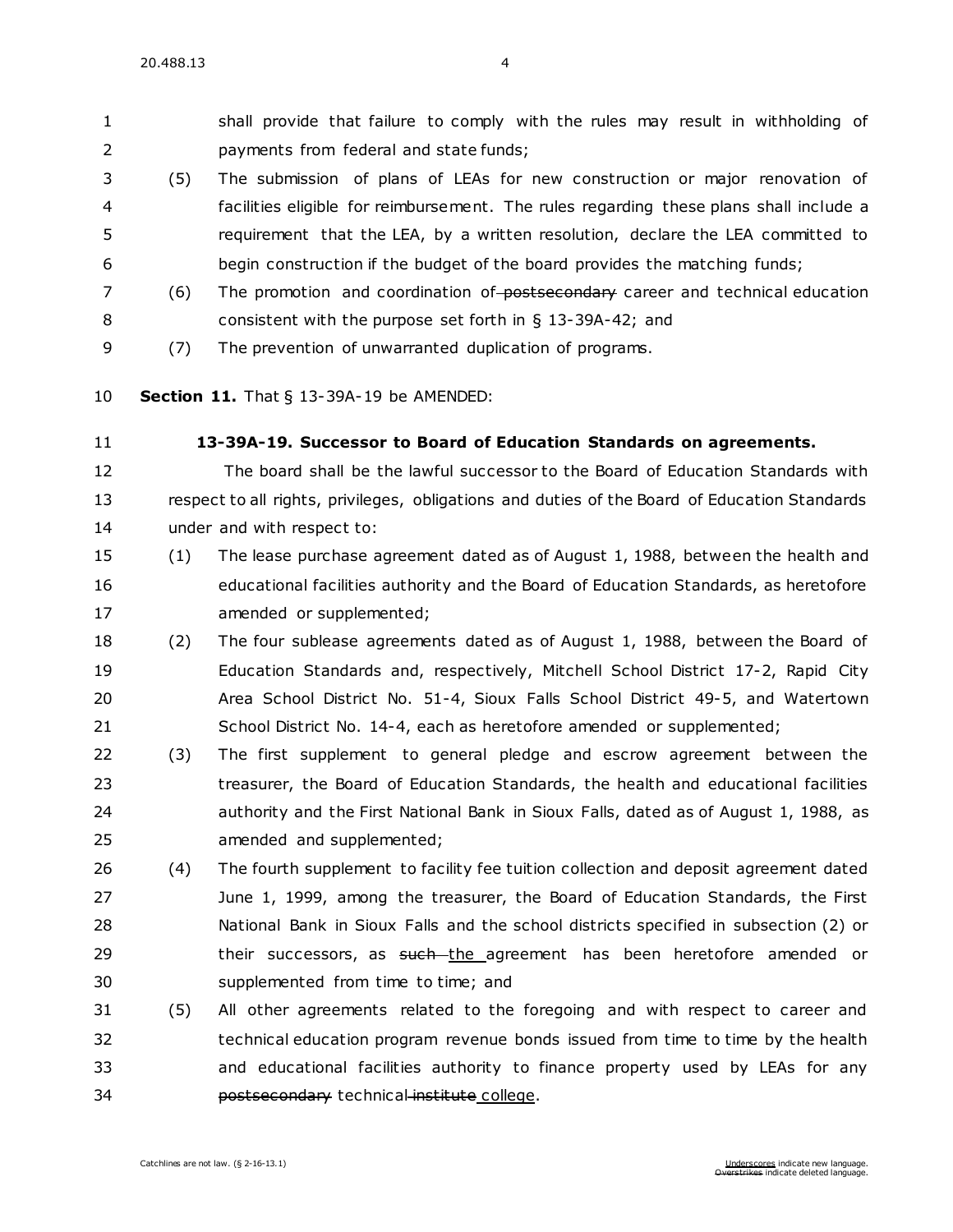shall provide that failure to comply with the rules may result in withholding of payments from federal and state funds;

(5) The submission of plans of LEAs for new construction or major renovation of facilities eligible for reimbursement. The rules regarding these plans shall include a requirement that the LEA, by a written resolution, declare the LEA committed to begin construction if the budget of the board provides the matching funds;

(6) The promotion and coordination of ~~postsecondary~~ career and technical education consistent with the purpose set forth in § 13-39A-42; and

(7) The prevention of unwarranted duplication of programs.

**Section 11.** That § 13-39A-19 be AMENDED:

**13-39A-19. Successor to Board of Education Standards on agreements.**

The board shall be the lawful successor to the Board of Education Standards with respect to all rights, privileges, obligations and duties of the Board of Education Standards under and with respect to:

(1) The lease purchase agreement dated as of August 1, 1988, between the health and educational facilities authority and the Board of Education Standards, as heretofore amended or supplemented;

(2) The four sublease agreements dated as of August 1, 1988, between the Board of Education Standards and, respectively, Mitchell School District 17-2, Rapid City Area School District No. 51-4, Sioux Falls School District 49-5, and Watertown School District No. 14-4, each as heretofore amended or supplemented;

(3) The first supplement to general pledge and escrow agreement between the treasurer, the Board of Education Standards, the health and educational facilities authority and the First National Bank in Sioux Falls, dated as of August 1, 1988, as amended and supplemented;

(4) The fourth supplement to facility fee tuition collection and deposit agreement dated June 1, 1999, among the treasurer, the Board of Education Standards, the First National Bank in Sioux Falls and the school districts specified in subsection (2) or their successors, as ~~such~~ <u>the</u> agreement has been heretofore amended or supplemented from time to time; and

(5) All other agreements related to the foregoing and with respect to career and technical education program revenue bonds issued from time to time by the health and educational facilities authority to finance property used by LEAs for any ~~postsecondary~~ technical ~~institute~~ <u>college</u>.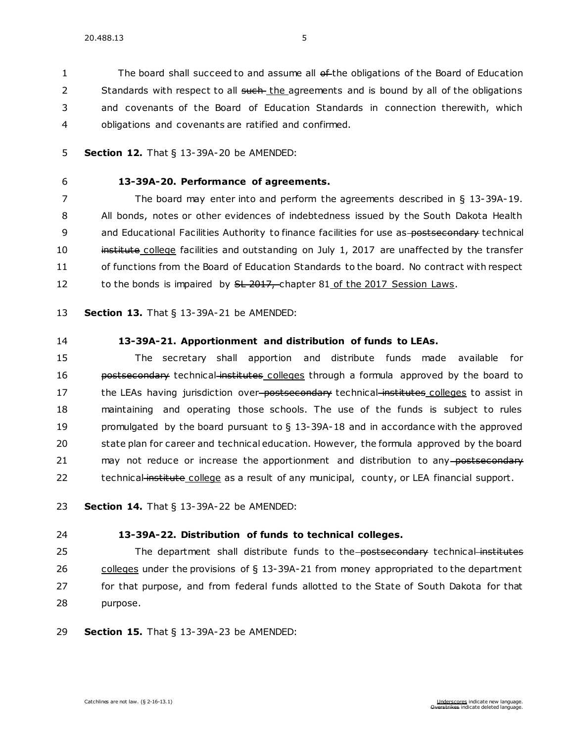The board shall succeed to and assume all ~~of~~ the obligations of the Board of Education Standards with respect to all ~~such~~ <u>the</u> agreements and is bound by all of the obligations and covenants of the Board of Education Standards in connection therewith, which obligations and covenants are ratified and confirmed.

**Section 12.** That § 13-39A-20 be AMENDED:

**13-39A-20. Performance of agreements.**

The board may enter into and perform the agreements described in § 13-39A-19. All bonds, notes or other evidences of indebtedness issued by the South Dakota Health and Educational Facilities Authority to finance facilities for use as ~~postsecondary~~ technical ~~institute~~ <u>college</u> facilities and outstanding on July 1, 2017 are unaffected by the transfer of functions from the Board of Education Standards to the board. No contract with respect to the bonds is impaired by ~~SL 2017,~~ chapter 81 <u>of the 2017 Session Laws</u>.

**Section 13.** That § 13-39A-21 be AMENDED:

**13-39A-21. Apportionment and distribution of funds to LEAs.**

The secretary shall apportion and distribute funds made available for ~~postsecondary~~ technical ~~institutes~~ <u>colleges</u> through a formula approved by the board to the LEAs having jurisdiction over ~~postsecondary~~ technical ~~institutes~~ <u>colleges</u> to assist in maintaining and operating those schools. The use of the funds is subject to rules promulgated by the board pursuant to § 13-39A-18 and in accordance with the approved state plan for career and technical education. However, the formula approved by the board may not reduce or increase the apportionment and distribution to any ~~postsecondary~~ technical ~~institute~~ <u>college</u> as a result of any municipal, county, or LEA financial support.

**Section 14.** That § 13-39A-22 be AMENDED:

**13-39A-22. Distribution of funds to technical colleges.**

The department shall distribute funds to the ~~postsecondary~~ technical ~~institutes~~ <u>colleges</u> under the provisions of § 13-39A-21 from money appropriated to the department for that purpose, and from federal funds allotted to the State of South Dakota for that purpose.

**Section 15.** That § 13-39A-23 be AMENDED: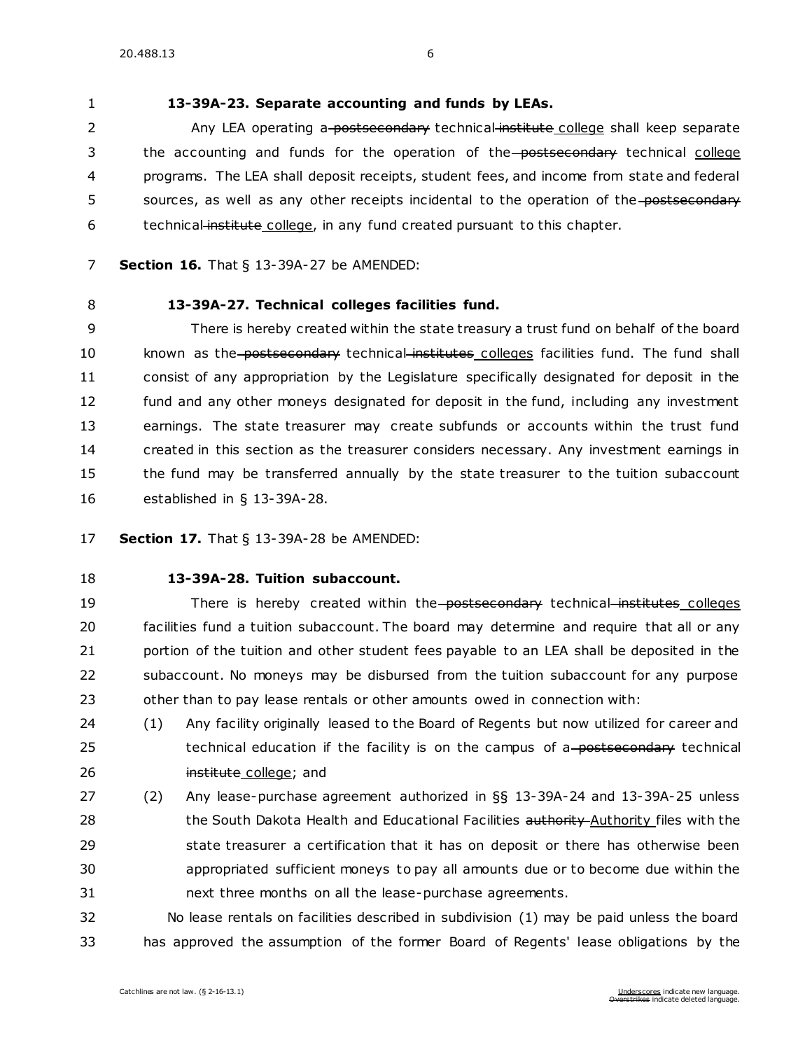**13-39A-23. Separate accounting and funds by LEAs.**

Any LEA operating a ~~postsecondary~~ technical ~~institute~~ college shall keep separate the accounting and funds for the operation of the ~~postsecondary~~ technical college programs. The LEA shall deposit receipts, student fees, and income from state and federal sources, as well as any other receipts incidental to the operation of the ~~postsecondary~~ technical ~~institute~~ college, in any fund created pursuant to this chapter.

**Section 16.** That § 13-39A-27 be AMENDED:

**13-39A-27. Technical colleges facilities fund.**

There is hereby created within the state treasury a trust fund on behalf of the board known as the ~~postsecondary~~ technical ~~institutes~~ colleges facilities fund. The fund shall consist of any appropriation by the Legislature specifically designated for deposit in the fund and any other moneys designated for deposit in the fund, including any investment earnings. The state treasurer may create subfunds or accounts within the trust fund created in this section as the treasurer considers necessary. Any investment earnings in the fund may be transferred annually by the state treasurer to the tuition subaccount established in § 13-39A-28.

**Section 17.** That § 13-39A-28 be AMENDED:

**13-39A-28. Tuition subaccount.**

There is hereby created within the ~~postsecondary~~ technical ~~institutes~~ colleges facilities fund a tuition subaccount. The board may determine and require that all or any portion of the tuition and other student fees payable to an LEA shall be deposited in the subaccount. No moneys may be disbursed from the tuition subaccount for any purpose other than to pay lease rentals or other amounts owed in connection with:

(1) Any facility originally leased to the Board of Regents but now utilized for career and technical education if the facility is on the campus of a ~~postsecondary~~ technical ~~institute~~ college; and

(2) Any lease-purchase agreement authorized in §§ 13-39A-24 and 13-39A-25 unless the South Dakota Health and Educational Facilities ~~authority~~ Authority files with the state treasurer a certification that it has on deposit or there has otherwise been appropriated sufficient moneys to pay all amounts due or to become due within the next three months on all the lease-purchase agreements.

No lease rentals on facilities described in subdivision (1) may be paid unless the board has approved the assumption of the former Board of Regents' lease obligations by the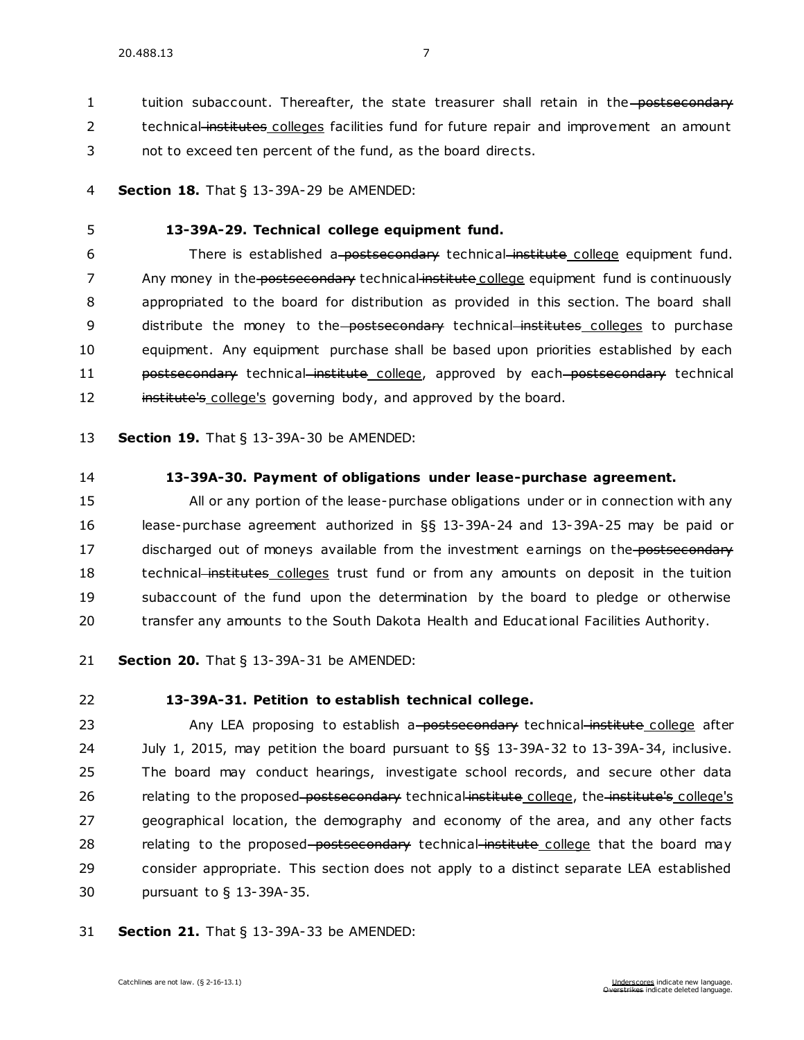tuition subaccount. Thereafter, the state treasurer shall retain in the ~~postsecondary~~ technical ~~institutes~~ <u>colleges</u> facilities fund for future repair and improvement an amount not to exceed ten percent of the fund, as the board directs.

**Section 18.** That § 13-39A-29 be AMENDED:

**13-39A-29. Technical college equipment fund.**

There is established a ~~postsecondary~~ technical ~~institute~~ <u>college</u> equipment fund. Any money in the ~~postsecondary~~ technical ~~institute~~ <u>college</u> equipment fund is continuously appropriated to the board for distribution as provided in this section. The board shall distribute the money to the ~~postsecondary~~ technical ~~institutes~~ <u>colleges</u> to purchase equipment. Any equipment purchase shall be based upon priorities established by each ~~postsecondary~~ technical ~~institute~~ <u>college</u>, approved by each ~~postsecondary~~ technical ~~institute's~~ <u>college's</u> governing body, and approved by the board.

**Section 19.** That § 13-39A-30 be AMENDED:

**13-39A-30. Payment of obligations under lease-purchase agreement.**

All or any portion of the lease-purchase obligations under or in connection with any lease-purchase agreement authorized in §§ 13-39A-24 and 13-39A-25 may be paid or discharged out of moneys available from the investment earnings on the ~~postsecondary~~ technical ~~institutes~~ <u>colleges</u> trust fund or from any amounts on deposit in the tuition subaccount of the fund upon the determination by the board to pledge or otherwise transfer any amounts to the South Dakota Health and Educational Facilities Authority.

**Section 20.** That § 13-39A-31 be AMENDED:

**13-39A-31. Petition to establish technical college.**

Any LEA proposing to establish a ~~postsecondary~~ technical ~~institute~~ <u>college</u> after July 1, 2015, may petition the board pursuant to §§ 13-39A-32 to 13-39A-34, inclusive. The board may conduct hearings, investigate school records, and secure other data relating to the proposed ~~postsecondary~~ technical ~~institute~~ <u>college</u>, the ~~institute's~~ <u>college's</u> geographical location, the demography and economy of the area, and any other facts relating to the proposed ~~postsecondary~~ technical ~~institute~~ <u>college</u> that the board may consider appropriate. This section does not apply to a distinct separate LEA established pursuant to § 13-39A-35.

**Section 21.** That § 13-39A-33 be AMENDED: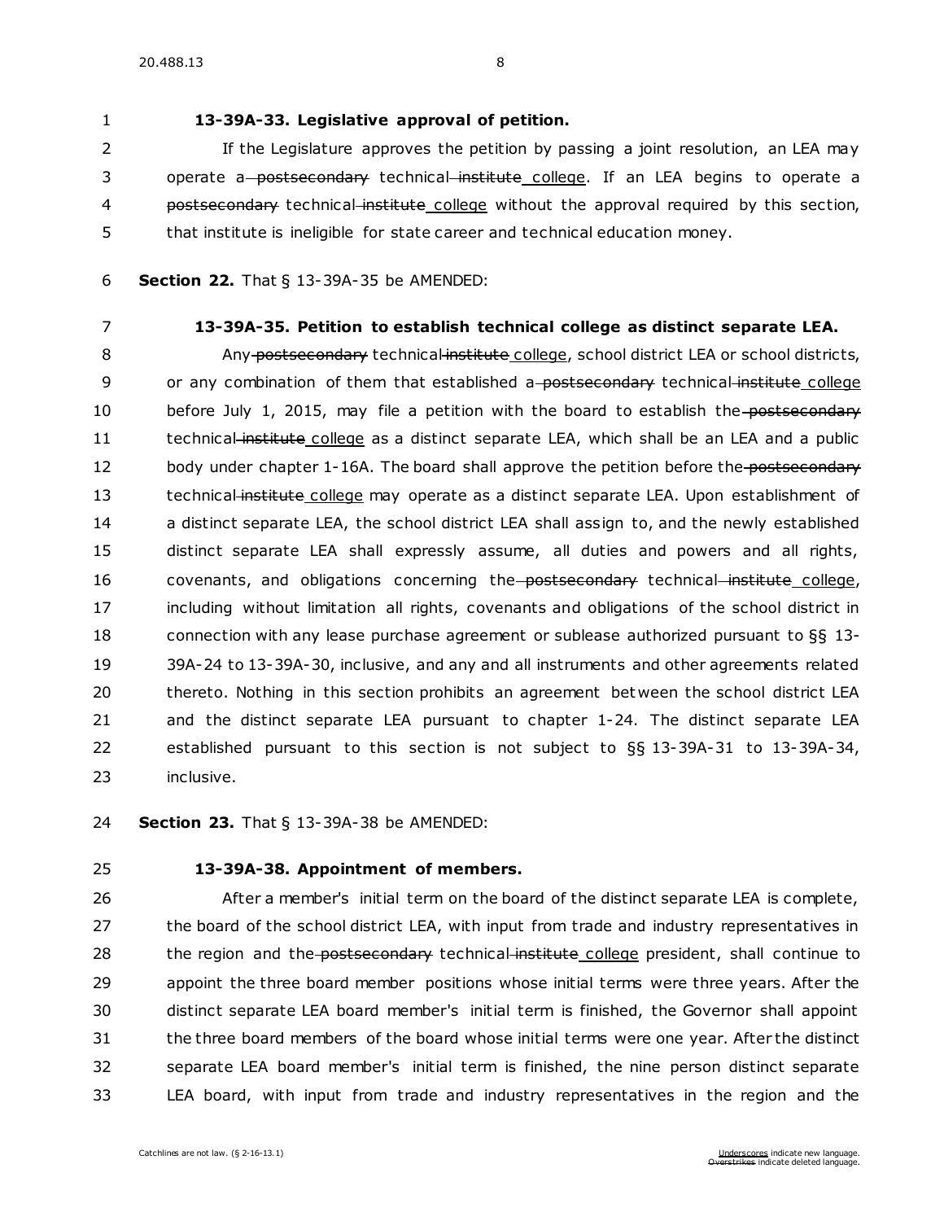**13-39A-33. Legislative approval of petition.**

If the Legislature approves the petition by passing a joint resolution, an LEA may operate a ~~postsecondary~~ technical ~~institute~~ college. If an LEA begins to operate a ~~postsecondary~~ technical ~~institute~~ college without the approval required by this section, that institute is ineligible for state career and technical education money.

**Section 22.** That § 13-39A-35 be AMENDED:

**13-39A-35. Petition to establish technical college as distinct separate LEA.**

Any ~~postsecondary~~ technical ~~institute~~ college, school district LEA or school districts, or any combination of them that established a ~~postsecondary~~ technical ~~institute~~ college before July 1, 2015, may file a petition with the board to establish the ~~postsecondary~~ technical ~~institute~~ college as a distinct separate LEA, which shall be an LEA and a public body under chapter 1-16A. The board shall approve the petition before the ~~postsecondary~~ technical ~~institute~~ college may operate as a distinct separate LEA. Upon establishment of a distinct separate LEA, the school district LEA shall assign to, and the newly established distinct separate LEA shall expressly assume, all duties and powers and all rights, covenants, and obligations concerning the ~~postsecondary~~ technical ~~institute~~ college, including without limitation all rights, covenants and obligations of the school district in connection with any lease purchase agreement or sublease authorized pursuant to §§ 13-39A-24 to 13-39A-30, inclusive, and any and all instruments and other agreements related thereto. Nothing in this section prohibits an agreement between the school district LEA and the distinct separate LEA pursuant to chapter 1-24. The distinct separate LEA established pursuant to this section is not subject to §§ 13-39A-31 to 13-39A-34, inclusive.

**Section 23.** That § 13-39A-38 be AMENDED:

**13-39A-38. Appointment of members.**

After a member's initial term on the board of the distinct separate LEA is complete, the board of the school district LEA, with input from trade and industry representatives in the region and the ~~postsecondary~~ technical ~~institute~~ college president, shall continue to appoint the three board member positions whose initial terms were three years. After the distinct separate LEA board member's initial term is finished, the Governor shall appoint the three board members of the board whose initial terms were one year. After the distinct separate LEA board member's initial term is finished, the nine person distinct separate LEA board, with input from trade and industry representatives in the region and the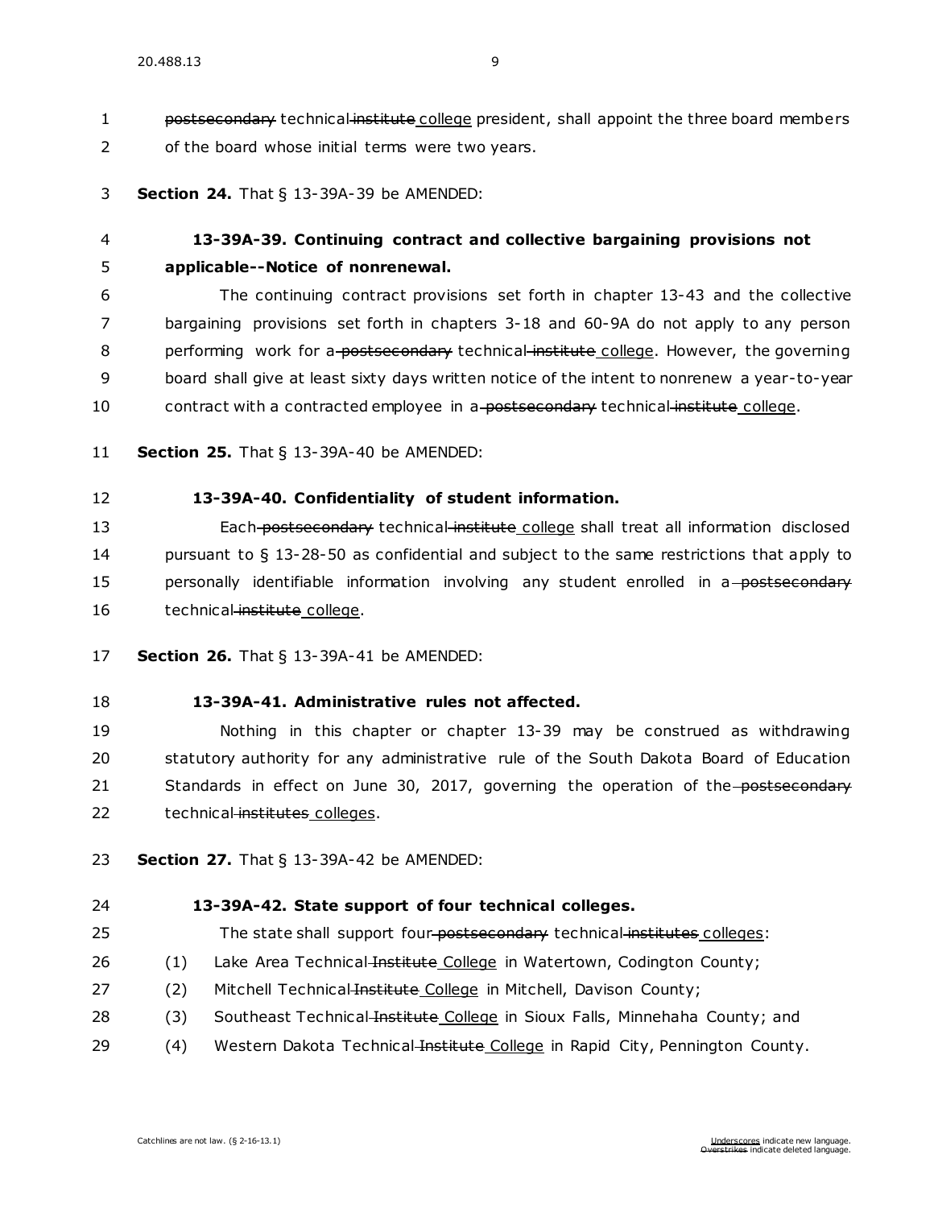postsecondary technical institute college president, shall appoint the three board members of the board whose initial terms were two years.

**Section 24.** That § 13-39A-39 be AMENDED:

**13-39A-39. Continuing contract and collective bargaining provisions not applicable--Notice of nonrenewal.**

The continuing contract provisions set forth in chapter 13-43 and the collective bargaining provisions set forth in chapters 3-18 and 60-9A do not apply to any person performing work for a postsecondary technical institute college. However, the governing board shall give at least sixty days written notice of the intent to nonrenew a year-to-year contract with a contracted employee in a postsecondary technical institute college.

**Section 25.** That § 13-39A-40 be AMENDED:

**13-39A-40. Confidentiality of student information.**

Each postsecondary technical institute college shall treat all information disclosed pursuant to § 13-28-50 as confidential and subject to the same restrictions that apply to personally identifiable information involving any student enrolled in a postsecondary technical institute college.

**Section 26.** That § 13-39A-41 be AMENDED:

**13-39A-41. Administrative rules not affected.**

Nothing in this chapter or chapter 13-39 may be construed as withdrawing statutory authority for any administrative rule of the South Dakota Board of Education Standards in effect on June 30, 2017, governing the operation of the postsecondary technical institutes colleges.

**Section 27.** That § 13-39A-42 be AMENDED:

**13-39A-42. State support of four technical colleges.**

The state shall support four postsecondary technical institutes colleges:

(1) Lake Area Technical Institute College in Watertown, Codington County;

(2) Mitchell Technical Institute College in Mitchell, Davison County;

(3) Southeast Technical Institute College in Sioux Falls, Minnehaha County; and

(4) Western Dakota Technical Institute College in Rapid City, Pennington County.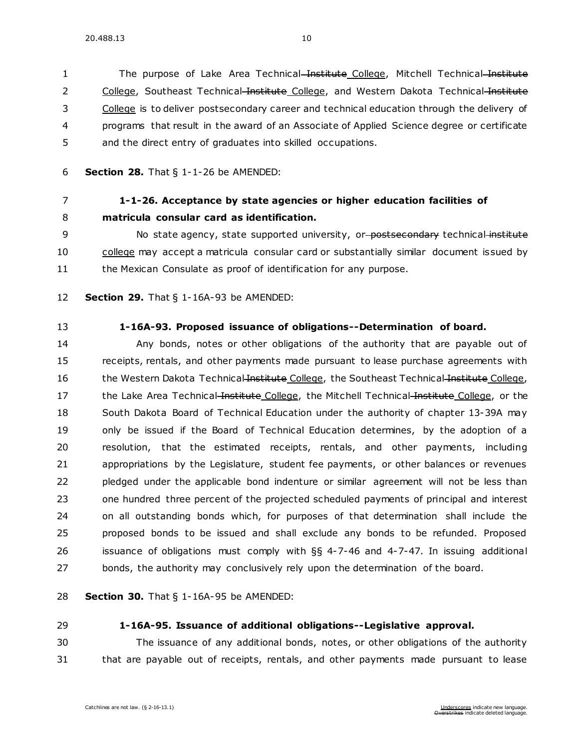The purpose of Lake Area Technical ~~Institute~~ College, Mitchell Technical ~~Institute~~ College, Southeast Technical ~~Institute~~ College, and Western Dakota Technical ~~Institute~~ College is to deliver postsecondary career and technical education through the delivery of programs that result in the award of an Associate of Applied Science degree or certificate and the direct entry of graduates into skilled occupations.

**Section 28.** That § 1-1-26 be AMENDED:

**1-1-26. Acceptance by state agencies or higher education facilities of matricula consular card as identification.**

No state agency, state supported university, or ~~postsecondary~~ technical ~~institute~~ college may accept a matricula consular card or substantially similar document issued by the Mexican Consulate as proof of identification for any purpose.

**Section 29.** That § 1-16A-93 be AMENDED:

**1-16A-93. Proposed issuance of obligations--Determination of board.**

Any bonds, notes or other obligations of the authority that are payable out of receipts, rentals, and other payments made pursuant to lease purchase agreements with the Western Dakota Technical ~~Institute~~ College, the Southeast Technical ~~Institute~~ College, the Lake Area Technical ~~Institute~~ College, the Mitchell Technical ~~Institute~~ College, or the South Dakota Board of Technical Education under the authority of chapter 13-39A may only be issued if the Board of Technical Education determines, by the adoption of a resolution, that the estimated receipts, rentals, and other payments, including appropriations by the Legislature, student fee payments, or other balances or revenues pledged under the applicable bond indenture or similar agreement will not be less than one hundred three percent of the projected scheduled payments of principal and interest on all outstanding bonds which, for purposes of that determination shall include the proposed bonds to be issued and shall exclude any bonds to be refunded. Proposed issuance of obligations must comply with §§ 4-7-46 and 4-7-47. In issuing additional bonds, the authority may conclusively rely upon the determination of the board.

**Section 30.** That § 1-16A-95 be AMENDED:

**1-16A-95. Issuance of additional obligations--Legislative approval.**

The issuance of any additional bonds, notes, or other obligations of the authority that are payable out of receipts, rentals, and other payments made pursuant to lease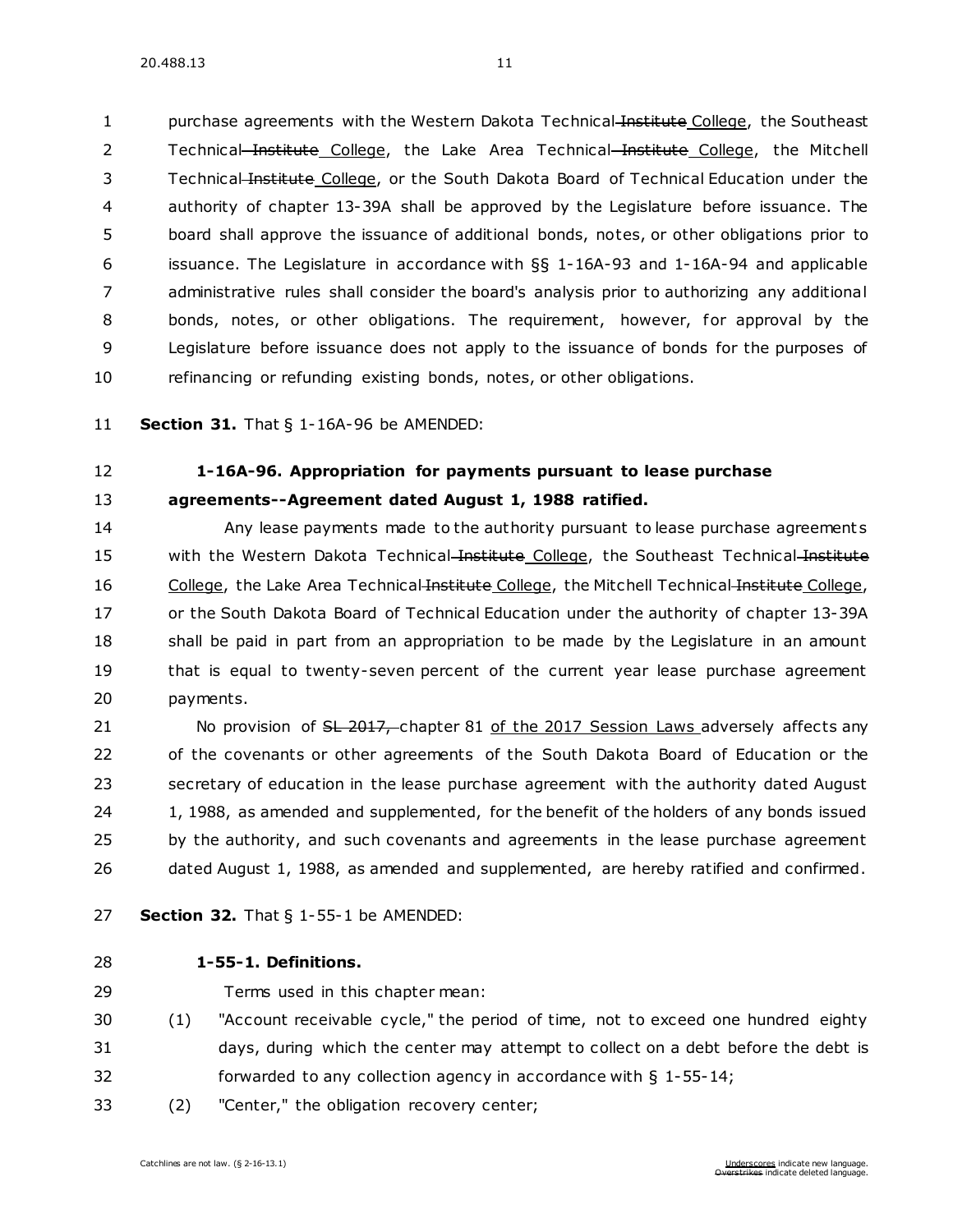purchase agreements with the Western Dakota Technical ~~Institute~~ College, the Southeast Technical ~~Institute~~ College, the Lake Area Technical ~~Institute~~ College, the Mitchell Technical ~~Institute~~ College, or the South Dakota Board of Technical Education under the authority of chapter 13-39A shall be approved by the Legislature before issuance. The board shall approve the issuance of additional bonds, notes, or other obligations prior to issuance. The Legislature in accordance with §§ 1-16A-93 and 1-16A-94 and applicable administrative rules shall consider the board's analysis prior to authorizing any additional bonds, notes, or other obligations. The requirement, however, for approval by the Legislature before issuance does not apply to the issuance of bonds for the purposes of refinancing or refunding existing bonds, notes, or other obligations.

**Section 31.** That § 1-16A-96 be AMENDED:

**1-16A-96. Appropriation for payments pursuant to lease purchase agreements--Agreement dated August 1, 1988 ratified.**

Any lease payments made to the authority pursuant to lease purchase agreements with the Western Dakota Technical ~~Institute~~ College, the Southeast Technical ~~Institute~~ College, the Lake Area Technical ~~Institute~~ College, the Mitchell Technical ~~Institute~~ College, or the South Dakota Board of Technical Education under the authority of chapter 13-39A shall be paid in part from an appropriation to be made by the Legislature in an amount that is equal to twenty-seven percent of the current year lease purchase agreement payments.

No provision of ~~SL 2017,~~ chapter 81 <u>of the 2017 Session Laws</u> adversely affects any of the covenants or other agreements of the South Dakota Board of Education or the secretary of education in the lease purchase agreement with the authority dated August 1, 1988, as amended and supplemented, for the benefit of the holders of any bonds issued by the authority, and such covenants and agreements in the lease purchase agreement dated August 1, 1988, as amended and supplemented, are hereby ratified and confirmed.

**Section 32.** That § 1-55-1 be AMENDED:

**1-55-1. Definitions.**

Terms used in this chapter mean:

(1) "Account receivable cycle," the period of time, not to exceed one hundred eighty days, during which the center may attempt to collect on a debt before the debt is forwarded to any collection agency in accordance with § 1-55-14;

(2) "Center," the obligation recovery center;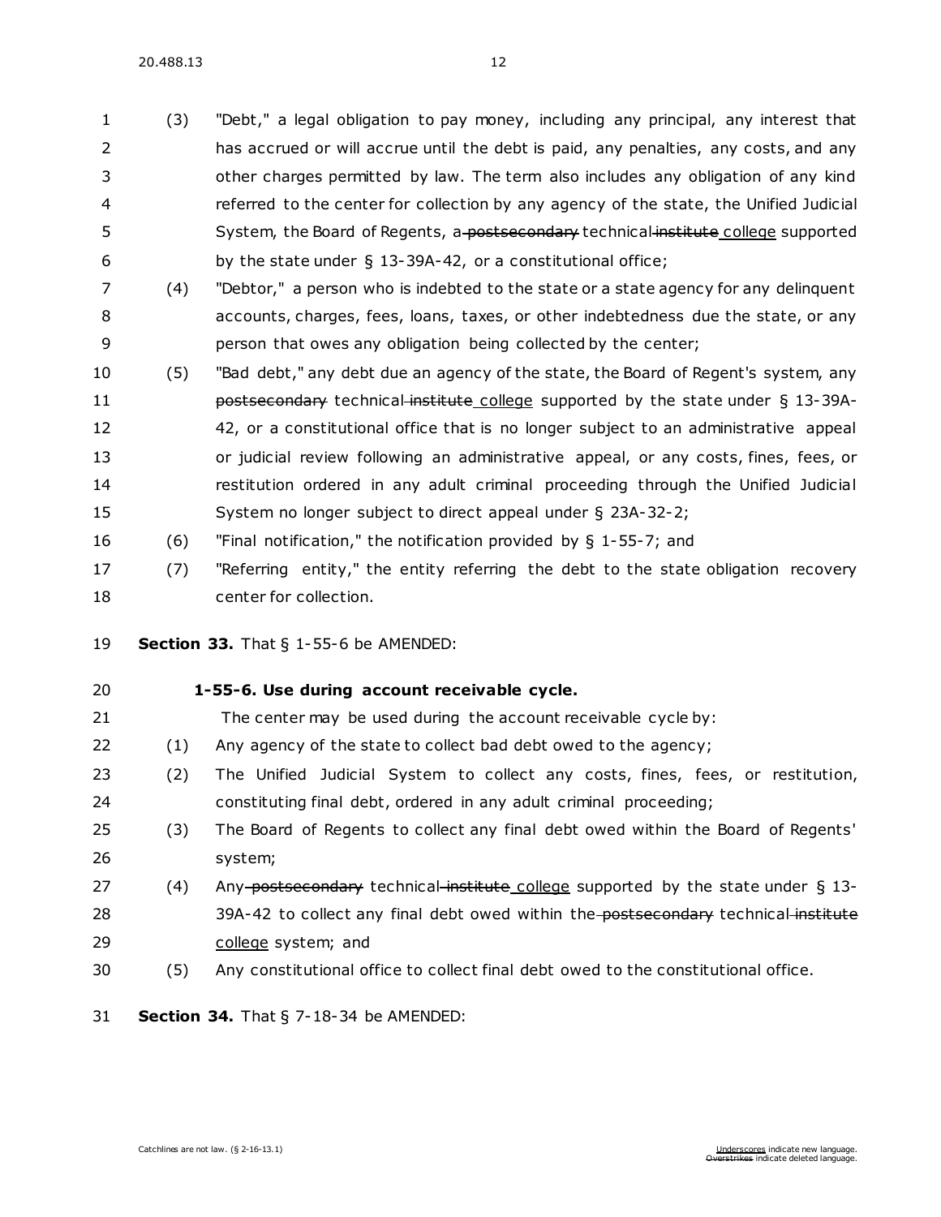(3) "Debt," a legal obligation to pay money, including any principal, any interest that has accrued or will accrue until the debt is paid, any penalties, any costs, and any other charges permitted by law. The term also includes any obligation of any kind referred to the center for collection by any agency of the state, the Unified Judicial System, the Board of Regents, a ~~postsecondary~~ technical ~~institute~~ <u>college</u> supported by the state under § 13-39A-42, or a constitutional office;

(4) "Debtor," a person who is indebted to the state or a state agency for any delinquent accounts, charges, fees, loans, taxes, or other indebtedness due the state, or any person that owes any obligation being collected by the center;

(5) "Bad debt," any debt due an agency of the state, the Board of Regent's system, any ~~postsecondary~~ technical ~~institute~~ <u>college</u> supported by the state under § 13-39A-42, or a constitutional office that is no longer subject to an administrative appeal or judicial review following an administrative appeal, or any costs, fines, fees, or restitution ordered in any adult criminal proceeding through the Unified Judicial System no longer subject to direct appeal under § 23A-32-2;

(6) "Final notification," the notification provided by § 1-55-7; and

(7) "Referring entity," the entity referring the debt to the state obligation recovery center for collection.

**Section 33.** That § 1-55-6 be AMENDED:

**1-55-6. Use during account receivable cycle.**

The center may be used during the account receivable cycle by:

(1) Any agency of the state to collect bad debt owed to the agency;

(2) The Unified Judicial System to collect any costs, fines, fees, or restitution, constituting final debt, ordered in any adult criminal proceeding;

(3) The Board of Regents to collect any final debt owed within the Board of Regents' system;

(4) Any ~~postsecondary~~ technical ~~institute~~ <u>college</u> supported by the state under § 13-39A-42 to collect any final debt owed within the ~~postsecondary~~ technical ~~institute~~ <u>college</u> system; and

(5) Any constitutional office to collect final debt owed to the constitutional office.

**Section 34.** That § 7-18-34 be AMENDED: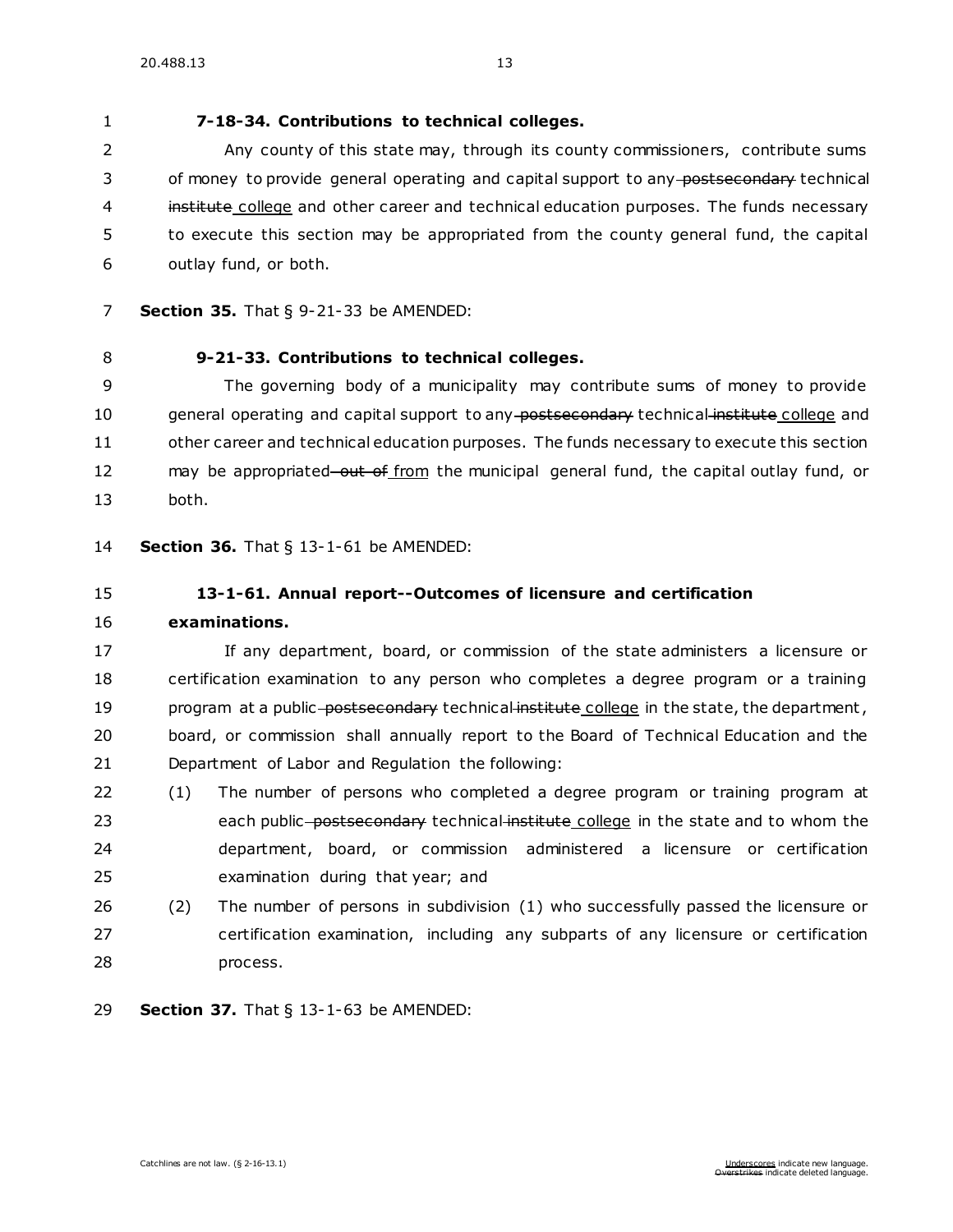**7-18-34. Contributions to technical colleges.**

Any county of this state may, through its county commissioners, contribute sums of money to provide general operating and capital support to any ~~postsecondary~~ technical ~~institute~~ <u>college</u> and other career and technical education purposes. The funds necessary to execute this section may be appropriated from the county general fund, the capital outlay fund, or both.

**Section 35.** That § 9-21-33 be AMENDED:

**9-21-33. Contributions to technical colleges.**

The governing body of a municipality may contribute sums of money to provide general operating and capital support to any ~~postsecondary~~ technical ~~institute~~ <u>college</u> and other career and technical education purposes. The funds necessary to execute this section may be appropriated ~~out of~~ <u>from</u> the municipal general fund, the capital outlay fund, or both.

**Section 36.** That § 13-1-61 be AMENDED:

**13-1-61. Annual report--Outcomes of licensure and certification examinations.**

If any department, board, or commission of the state administers a licensure or certification examination to any person who completes a degree program or a training program at a public ~~postsecondary~~ technical ~~institute~~ <u>college</u> in the state, the department, board, or commission shall annually report to the Board of Technical Education and the Department of Labor and Regulation the following:

(1) The number of persons who completed a degree program or training program at each public ~~postsecondary~~ technical ~~institute~~ <u>college</u> in the state and to whom the department, board, or commission administered a licensure or certification examination during that year; and

(2) The number of persons in subdivision (1) who successfully passed the licensure or certification examination, including any subparts of any licensure or certification process.

**Section 37.** That § 13-1-63 be AMENDED: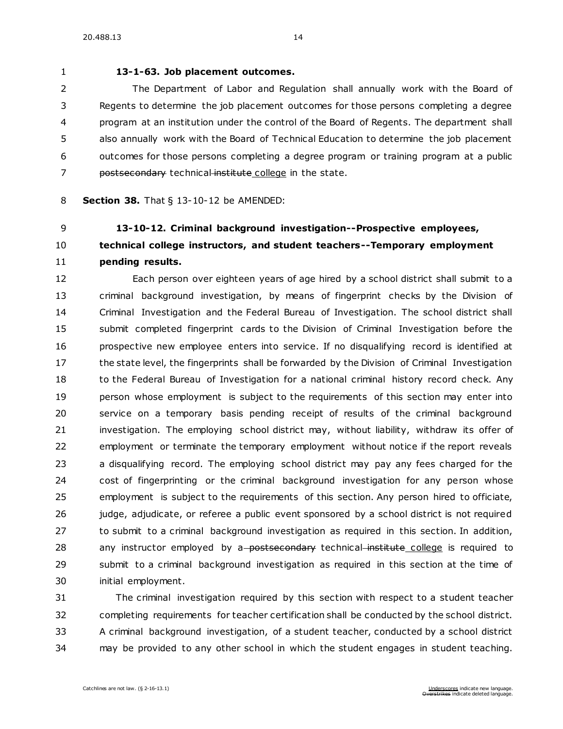**13-1-63. Job placement outcomes.**

The Department of Labor and Regulation shall annually work with the Board of Regents to determine the job placement outcomes for those persons completing a degree program at an institution under the control of the Board of Regents. The department shall also annually work with the Board of Technical Education to determine the job placement outcomes for those persons completing a degree program or training program at a public ~~postsecondary~~ technical ~~institute~~ college in the state.

**Section 38.** That § 13-10-12 be AMENDED:

**13-10-12. Criminal background investigation--Prospective employees, technical college instructors, and student teachers--Temporary employment pending results.**

Each person over eighteen years of age hired by a school district shall submit to a criminal background investigation, by means of fingerprint checks by the Division of Criminal Investigation and the Federal Bureau of Investigation. The school district shall submit completed fingerprint cards to the Division of Criminal Investigation before the prospective new employee enters into service. If no disqualifying record is identified at the state level, the fingerprints shall be forwarded by the Division of Criminal Investigation to the Federal Bureau of Investigation for a national criminal history record check. Any person whose employment is subject to the requirements of this section may enter into service on a temporary basis pending receipt of results of the criminal background investigation. The employing school district may, without liability, withdraw its offer of employment or terminate the temporary employment without notice if the report reveals a disqualifying record. The employing school district may pay any fees charged for the cost of fingerprinting or the criminal background investigation for any person whose employment is subject to the requirements of this section. Any person hired to officiate, judge, adjudicate, or referee a public event sponsored by a school district is not required to submit to a criminal background investigation as required in this section. In addition, any instructor employed by a ~~postsecondary~~ technical ~~institute~~ college is required to submit to a criminal background investigation as required in this section at the time of initial employment.

The criminal investigation required by this section with respect to a student teacher completing requirements for teacher certification shall be conducted by the school district. A criminal background investigation, of a student teacher, conducted by a school district may be provided to any other school in which the student engages in student teaching.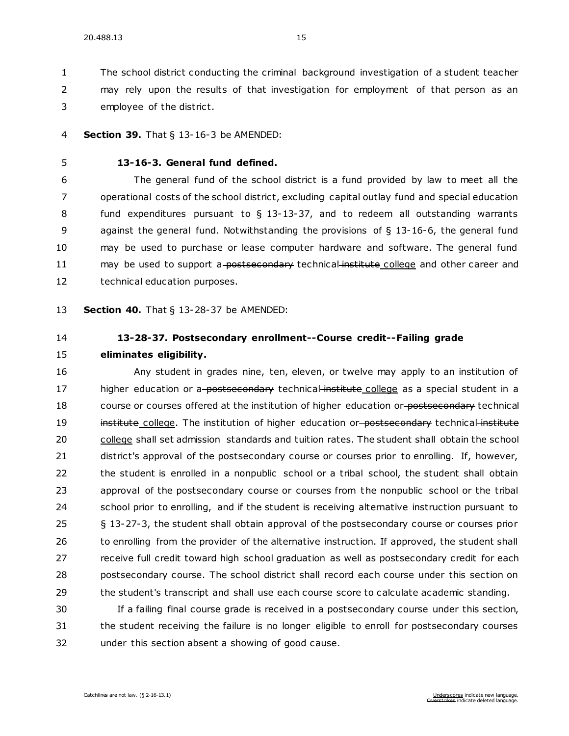The school district conducting the criminal background investigation of a student teacher may rely upon the results of that investigation for employment of that person as an employee of the district.

**Section 39.** That § 13-16-3 be AMENDED:

**13-16-3. General fund defined.**

The general fund of the school district is a fund provided by law to meet all the operational costs of the school district, excluding capital outlay fund and special education fund expenditures pursuant to § 13-13-37, and to redeem all outstanding warrants against the general fund. Notwithstanding the provisions of § 13-16-6, the general fund may be used to purchase or lease computer hardware and software. The general fund may be used to support a ~~postsecondary~~ technical ~~institute~~ <u>college</u> and other career and technical education purposes.

**Section 40.** That § 13-28-37 be AMENDED:

**13-28-37. Postsecondary enrollment--Course credit--Failing grade eliminates eligibility.**

Any student in grades nine, ten, eleven, or twelve may apply to an institution of higher education or a ~~postsecondary~~ technical ~~institute~~ <u>college</u> as a special student in a course or courses offered at the institution of higher education or ~~postsecondary~~ technical ~~institute~~ <u>college</u>. The institution of higher education or ~~postsecondary~~ technical ~~institute~~ <u>college</u> shall set admission standards and tuition rates. The student shall obtain the school district's approval of the postsecondary course or courses prior to enrolling. If, however, the student is enrolled in a nonpublic school or a tribal school, the student shall obtain approval of the postsecondary course or courses from the nonpublic school or the tribal school prior to enrolling, and if the student is receiving alternative instruction pursuant to § 13-27-3, the student shall obtain approval of the postsecondary course or courses prior to enrolling from the provider of the alternative instruction. If approved, the student shall receive full credit toward high school graduation as well as postsecondary credit for each postsecondary course. The school district shall record each course under this section on the student's transcript and shall use each course score to calculate academic standing.

If a failing final course grade is received in a postsecondary course under this section, the student receiving the failure is no longer eligible to enroll for postsecondary courses under this section absent a showing of good cause.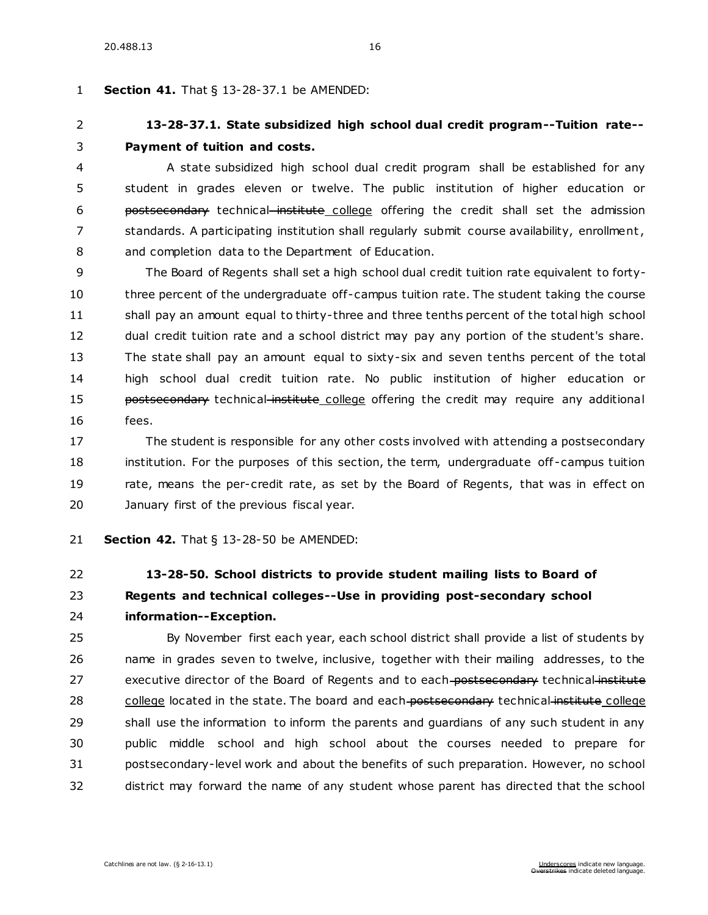**Section 41.** That § 13-28-37.1 be AMENDED:

**13-28-37.1. State subsidized high school dual credit program--Tuition rate--Payment of tuition and costs.**

A state subsidized high school dual credit program shall be established for any student in grades eleven or twelve. The public institution of higher education or ~~postsecondary~~ technical ~~institute~~ college offering the credit shall set the admission standards. A participating institution shall regularly submit course availability, enrollment, and completion data to the Department of Education.

The Board of Regents shall set a high school dual credit tuition rate equivalent to forty-three percent of the undergraduate off-campus tuition rate. The student taking the course shall pay an amount equal to thirty-three and three tenths percent of the total high school dual credit tuition rate and a school district may pay any portion of the student's share. The state shall pay an amount equal to sixty-six and seven tenths percent of the total high school dual credit tuition rate. No public institution of higher education or ~~postsecondary~~ technical ~~institute~~ college offering the credit may require any additional fees.

The student is responsible for any other costs involved with attending a postsecondary institution. For the purposes of this section, the term, undergraduate off-campus tuition rate, means the per-credit rate, as set by the Board of Regents, that was in effect on January first of the previous fiscal year.

**Section 42.** That § 13-28-50 be AMENDED:

**13-28-50. School districts to provide student mailing lists to Board of Regents and technical colleges--Use in providing post-secondary school information--Exception.**

By November first each year, each school district shall provide a list of students by name in grades seven to twelve, inclusive, together with their mailing addresses, to the executive director of the Board of Regents and to each ~~postsecondary~~ technical ~~institute~~ college located in the state. The board and each ~~postsecondary~~ technical ~~institute~~ college shall use the information to inform the parents and guardians of any such student in any public middle school and high school about the courses needed to prepare for postsecondary-level work and about the benefits of such preparation. However, no school district may forward the name of any student whose parent has directed that the school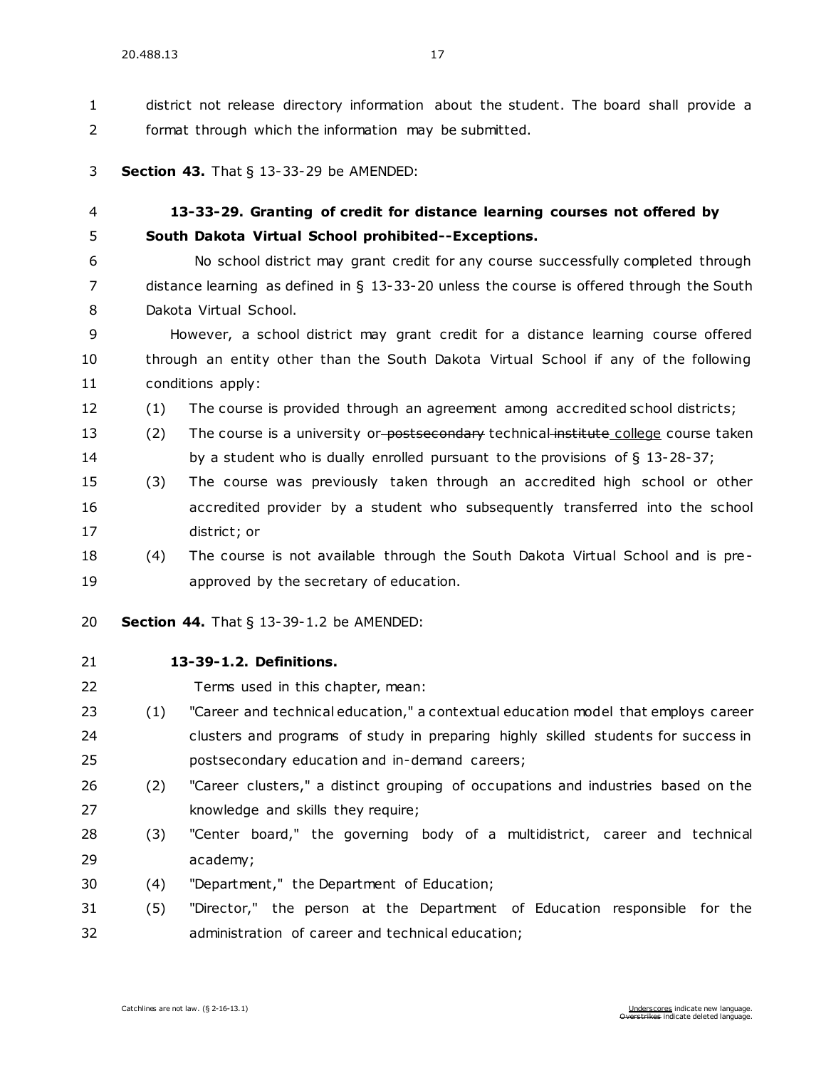district not release directory information about the student. The board shall provide a format through which the information may be submitted.

**Section 43.** That § 13-33-29 be AMENDED:

**13-33-29. Granting of credit for distance learning courses not offered by South Dakota Virtual School prohibited--Exceptions.**

No school district may grant credit for any course successfully completed through distance learning as defined in § 13-33-20 unless the course is offered through the South Dakota Virtual School.

However, a school district may grant credit for a distance learning course offered through an entity other than the South Dakota Virtual School if any of the following conditions apply:

(1) The course is provided through an agreement among accredited school districts;

(2) The course is a university or ~~postsecondary~~ technical ~~institute~~ <u>college</u> course taken by a student who is dually enrolled pursuant to the provisions of § 13-28-37;

(3) The course was previously taken through an accredited high school or other accredited provider by a student who subsequently transferred into the school district; or

(4) The course is not available through the South Dakota Virtual School and is pre-approved by the secretary of education.

**Section 44.** That § 13-39-1.2 be AMENDED:

**13-39-1.2. Definitions.**

Terms used in this chapter, mean:

(1) "Career and technical education," a contextual education model that employs career clusters and programs of study in preparing highly skilled students for success in postsecondary education and in-demand careers;

(2) "Career clusters," a distinct grouping of occupations and industries based on the knowledge and skills they require;

(3) "Center board," the governing body of a multidistrict, career and technical academy;

(4) "Department," the Department of Education;

(5) "Director," the person at the Department of Education responsible for the administration of career and technical education;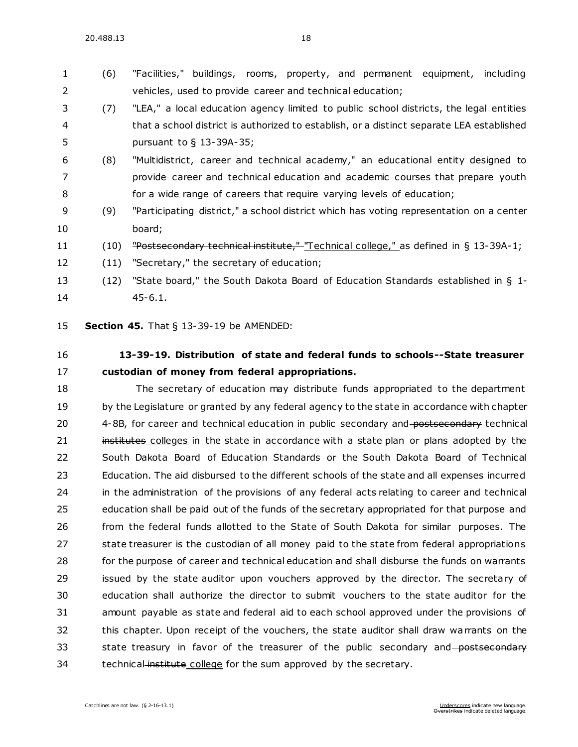(6) "Facilities," buildings, rooms, property, and permanent equipment, including vehicles, used to provide career and technical education;

(7) "LEA," a local education agency limited to public school districts, the legal entities that a school district is authorized to establish, or a distinct separate LEA established pursuant to § 13-39A-35;

(8) "Multidistrict, career and technical academy," an educational entity designed to provide career and technical education and academic courses that prepare youth for a wide range of careers that require varying levels of education;

(9) "Participating district," a school district which has voting representation on a center board;

(10) ~~"Postsecondary technical institute,"~~ <u>"Technical college,"</u> as defined in § 13-39A-1;

(11) "Secretary," the secretary of education;

(12) "State board," the South Dakota Board of Education Standards established in § 1-45-6.1.

**Section 45.** That § 13-39-19 be AMENDED:

**13-39-19. Distribution of state and federal funds to schools--State treasurer custodian of money from federal appropriations.**

The secretary of education may distribute funds appropriated to the department by the Legislature or granted by any federal agency to the state in accordance with chapter 4-8B, for career and technical education in public secondary and ~~postsecondary~~ technical ~~institutes~~ <u>colleges</u> in the state in accordance with a state plan or plans adopted by the South Dakota Board of Education Standards or the South Dakota Board of Technical Education. The aid disbursed to the different schools of the state and all expenses incurred in the administration of the provisions of any federal acts relating to career and technical education shall be paid out of the funds of the secretary appropriated for that purpose and from the federal funds allotted to the State of South Dakota for similar purposes. The state treasurer is the custodian of all money paid to the state from federal appropriations for the purpose of career and technical education and shall disburse the funds on warrants issued by the state auditor upon vouchers approved by the director. The secretary of education shall authorize the director to submit vouchers to the state auditor for the amount payable as state and federal aid to each school approved under the provisions of this chapter. Upon receipt of the vouchers, the state auditor shall draw warrants on the state treasury in favor of the treasurer of the public secondary and ~~postsecondary~~ technical ~~institute~~ <u>college</u> for the sum approved by the secretary.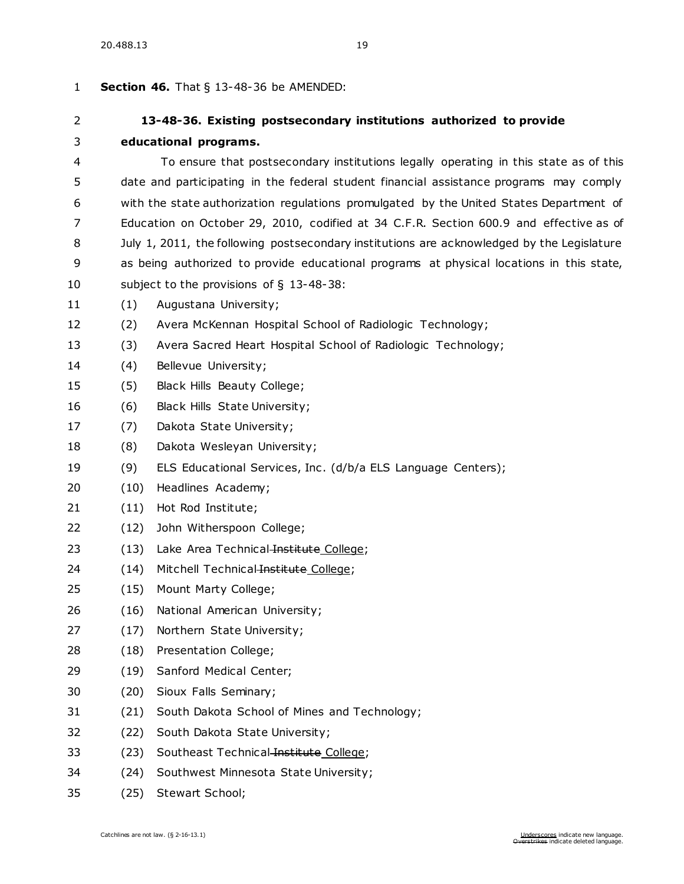**Section 46.** That § 13-48-36 be AMENDED:

**13-48-36. Existing postsecondary institutions authorized to provide educational programs.**

To ensure that postsecondary institutions legally operating in this state as of this date and participating in the federal student financial assistance programs may comply with the state authorization regulations promulgated by the United States Department of Education on October 29, 2010, codified at 34 C.F.R. Section 600.9 and effective as of July 1, 2011, the following postsecondary institutions are acknowledged by the Legislature as being authorized to provide educational programs at physical locations in this state, subject to the provisions of § 13-48-38:

(1) Augustana University;

(2) Avera McKennan Hospital School of Radiologic Technology;

(3) Avera Sacred Heart Hospital School of Radiologic Technology;

(4) Bellevue University;

(5) Black Hills Beauty College;

(6) Black Hills State University;

(7) Dakota State University;

(8) Dakota Wesleyan University;

(9) ELS Educational Services, Inc. (d/b/a ELS Language Centers);

(10) Headlines Academy;

(11) Hot Rod Institute;

(12) John Witherspoon College;

(13) Lake Area Technical ~~Institute~~ <u>College</u>;

(14) Mitchell Technical ~~Institute~~ <u>College</u>;

(15) Mount Marty College;

(16) National American University;

(17) Northern State University;

(18) Presentation College;

(19) Sanford Medical Center;

(20) Sioux Falls Seminary;

(21) South Dakota School of Mines and Technology;

(22) South Dakota State University;

(23) Southeast Technical ~~Institute~~ <u>College</u>;

(24) Southwest Minnesota State University;

(25) Stewart School;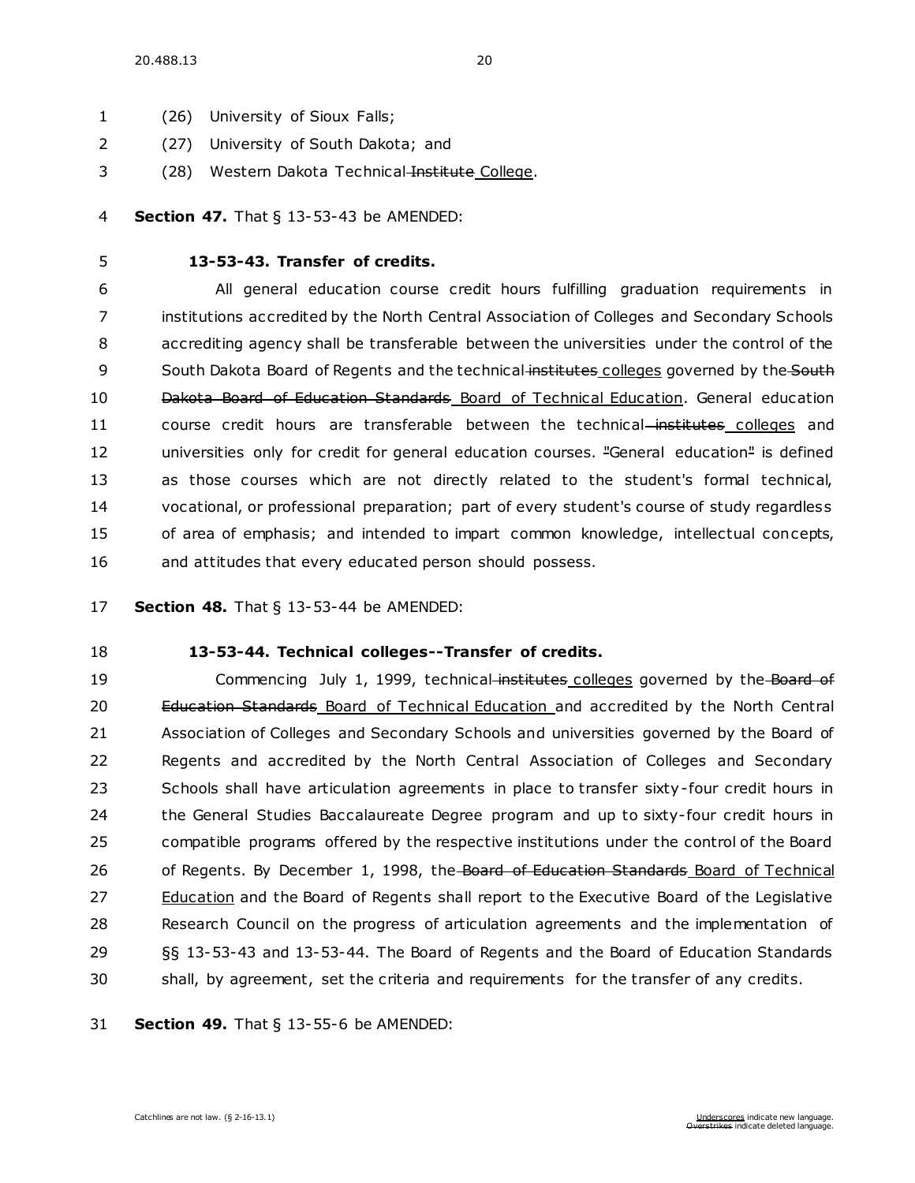(26) University of Sioux Falls;

(27) University of South Dakota; and

(28) Western Dakota Technical ~~Institute~~ College.

**Section 47.** That § 13-53-43 be AMENDED:

**13-53-43. Transfer of credits.**

All general education course credit hours fulfilling graduation requirements in institutions accredited by the North Central Association of Colleges and Secondary Schools accrediting agency shall be transferable between the universities under the control of the South Dakota Board of Regents and the technical ~~institutes~~ colleges governed by the ~~South Dakota Board of Education Standards~~ Board of Technical Education. General education course credit hours are transferable between the technical ~~institutes~~ colleges and universities only for credit for general education courses. ~~"~~General education~~"~~ is defined as those courses which are not directly related to the student's formal technical, vocational, or professional preparation; part of every student's course of study regardless of area of emphasis; and intended to impart common knowledge, intellectual concepts, and attitudes that every educated person should possess.

**Section 48.** That § 13-53-44 be AMENDED:

**13-53-44. Technical colleges--Transfer of credits.**

Commencing July 1, 1999, technical ~~institutes~~ colleges governed by the ~~Board of Education Standards~~ Board of Technical Education and accredited by the North Central Association of Colleges and Secondary Schools and universities governed by the Board of Regents and accredited by the North Central Association of Colleges and Secondary Schools shall have articulation agreements in place to transfer sixty-four credit hours in the General Studies Baccalaureate Degree program and up to sixty-four credit hours in compatible programs offered by the respective institutions under the control of the Board of Regents. By December 1, 1998, the ~~Board of Education Standards~~ Board of Technical Education and the Board of Regents shall report to the Executive Board of the Legislative Research Council on the progress of articulation agreements and the implementation of §§ 13-53-43 and 13-53-44. The Board of Regents and the Board of Education Standards shall, by agreement, set the criteria and requirements for the transfer of any credits.

**Section 49.** That § 13-55-6 be AMENDED: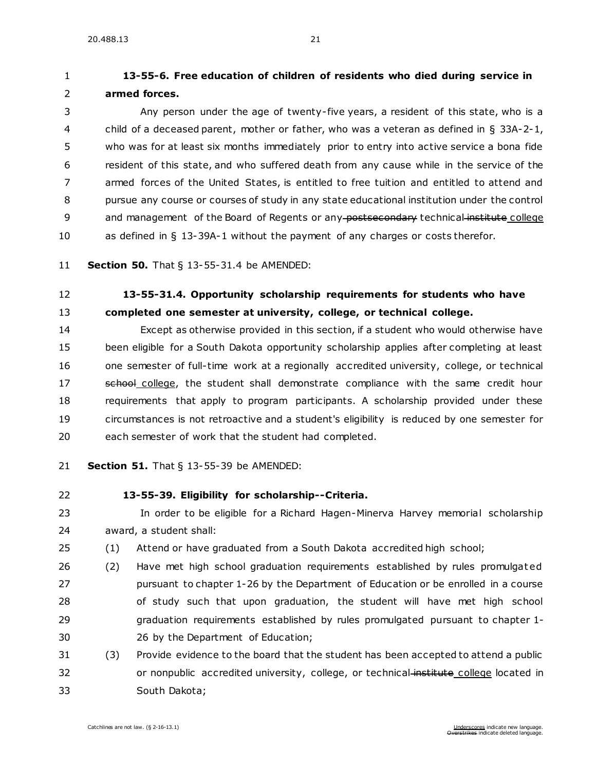**13-55-6. Free education of children of residents who died during service in armed forces.**

Any person under the age of twenty-five years, a resident of this state, who is a child of a deceased parent, mother or father, who was a veteran as defined in § 33A-2-1, who was for at least six months immediately prior to entry into active service a bona fide resident of this state, and who suffered death from any cause while in the service of the armed forces of the United States, is entitled to free tuition and entitled to attend and pursue any course or courses of study in any state educational institution under the control and management of the Board of Regents or any ~~postsecondary~~ technical ~~institute~~ <u>college</u> as defined in § 13-39A-1 without the payment of any charges or costs therefor.

**Section 50.** That § 13-55-31.4 be AMENDED:

**13-55-31.4. Opportunity scholarship requirements for students who have completed one semester at university, college, or technical college.**

Except as otherwise provided in this section, if a student who would otherwise have been eligible for a South Dakota opportunity scholarship applies after completing at least one semester of full-time work at a regionally accredited university, college, or technical ~~school~~ <u>college</u>, the student shall demonstrate compliance with the same credit hour requirements that apply to program participants. A scholarship provided under these circumstances is not retroactive and a student's eligibility is reduced by one semester for each semester of work that the student had completed.

**Section 51.** That § 13-55-39 be AMENDED:

**13-55-39. Eligibility for scholarship--Criteria.**

In order to be eligible for a Richard Hagen-Minerva Harvey memorial scholarship award, a student shall:

(1) Attend or have graduated from a South Dakota accredited high school;

(2) Have met high school graduation requirements established by rules promulgated pursuant to chapter 1-26 by the Department of Education or be enrolled in a course of study such that upon graduation, the student will have met high school graduation requirements established by rules promulgated pursuant to chapter 1-26 by the Department of Education;

(3) Provide evidence to the board that the student has been accepted to attend a public or nonpublic accredited university, college, or technical ~~institute~~ <u>college</u> located in South Dakota;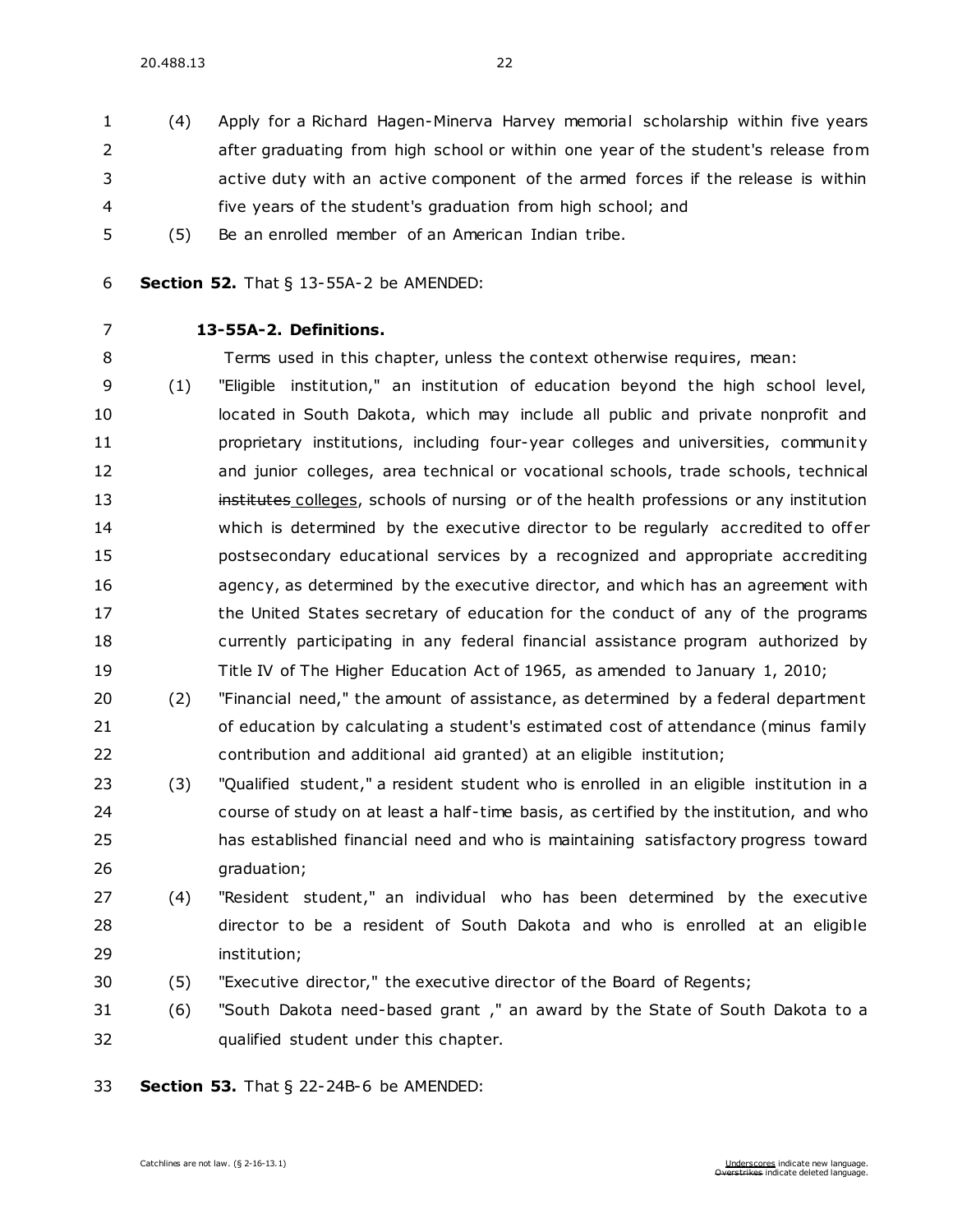(4) Apply for a Richard Hagen-Minerva Harvey memorial scholarship within five years after graduating from high school or within one year of the student's release from active duty with an active component of the armed forces if the release is within five years of the student's graduation from high school; and

(5) Be an enrolled member of an American Indian tribe.

**Section 52.** That § 13-55A-2 be AMENDED:

**13-55A-2. Definitions.**

Terms used in this chapter, unless the context otherwise requires, mean:

(1) "Eligible institution," an institution of education beyond the high school level, located in South Dakota, which may include all public and private nonprofit and proprietary institutions, including four-year colleges and universities, community and junior colleges, area technical or vocational schools, trade schools, technical ~~institutes~~ colleges, schools of nursing or of the health professions or any institution which is determined by the executive director to be regularly accredited to offer postsecondary educational services by a recognized and appropriate accrediting agency, as determined by the executive director, and which has an agreement with the United States secretary of education for the conduct of any of the programs currently participating in any federal financial assistance program authorized by Title IV of The Higher Education Act of 1965, as amended to January 1, 2010;

(2) "Financial need," the amount of assistance, as determined by a federal department of education by calculating a student's estimated cost of attendance (minus family contribution and additional aid granted) at an eligible institution;

(3) "Qualified student," a resident student who is enrolled in an eligible institution in a course of study on at least a half-time basis, as certified by the institution, and who has established financial need and who is maintaining satisfactory progress toward graduation;

(4) "Resident student," an individual who has been determined by the executive director to be a resident of South Dakota and who is enrolled at an eligible institution;

(5) "Executive director," the executive director of the Board of Regents;

(6) "South Dakota need-based grant ," an award by the State of South Dakota to a qualified student under this chapter.

**Section 53.** That § 22-24B-6 be AMENDED: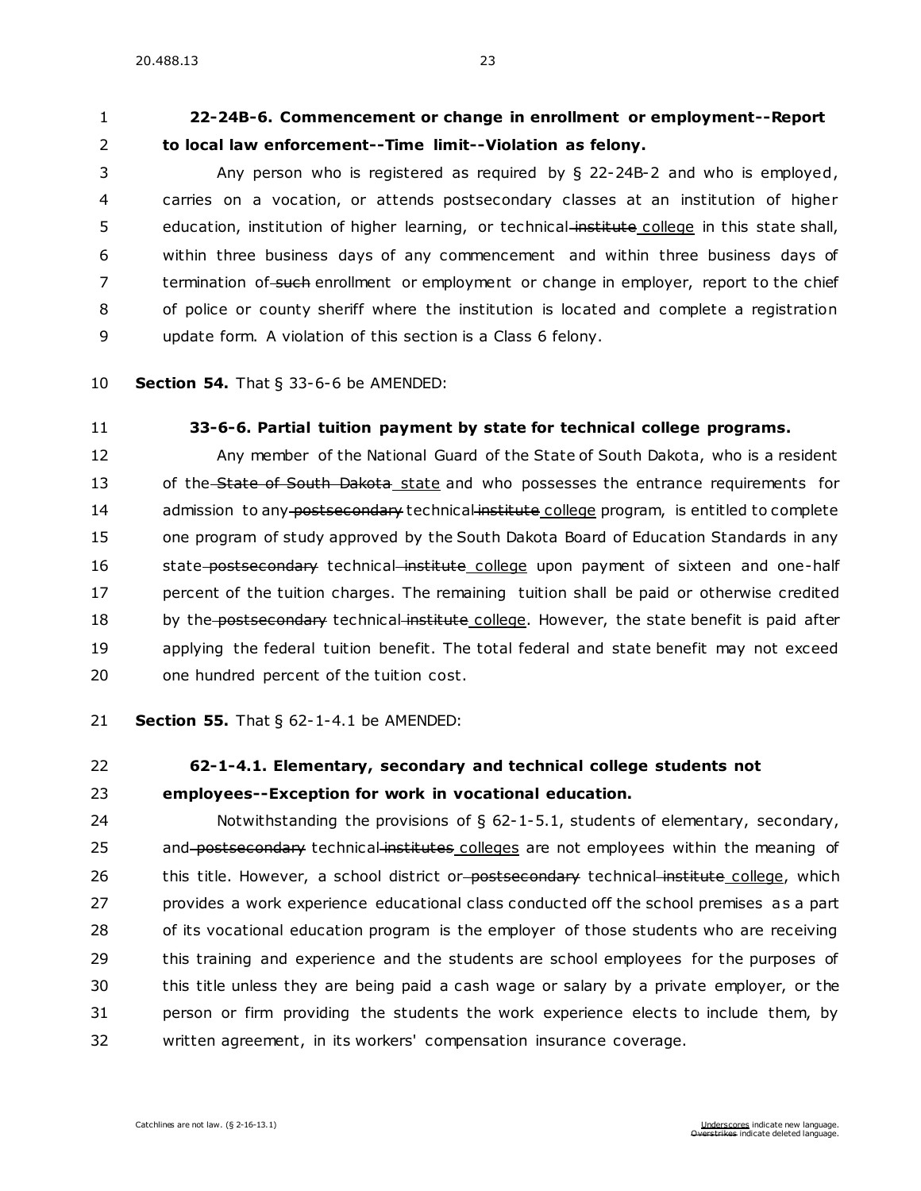**22-24B-6. Commencement or change in enrollment or employment--Report to local law enforcement--Time limit--Violation as felony.**

Any person who is registered as required by § 22-24B-2 and who is employed, carries on a vocation, or attends postsecondary classes at an institution of higher education, institution of higher learning, or technical ~~institute~~ college in this state shall, within three business days of any commencement and within three business days of termination of ~~such~~ enrollment or employment or change in employer, report to the chief of police or county sheriff where the institution is located and complete a registration update form. A violation of this section is a Class 6 felony.

**Section 54.** That § 33-6-6 be AMENDED:

**33-6-6. Partial tuition payment by state for technical college programs.**

Any member of the National Guard of the State of South Dakota, who is a resident of the ~~State of South Dakota~~ state and who possesses the entrance requirements for admission to any ~~postsecondary~~ technical ~~institute~~ college program, is entitled to complete one program of study approved by the South Dakota Board of Education Standards in any state ~~postsecondary~~ technical ~~institute~~ college upon payment of sixteen and one-half percent of the tuition charges. The remaining tuition shall be paid or otherwise credited by the ~~postsecondary~~ technical ~~institute~~ college. However, the state benefit is paid after applying the federal tuition benefit. The total federal and state benefit may not exceed one hundred percent of the tuition cost.

**Section 55.** That § 62-1-4.1 be AMENDED:

**62-1-4.1. Elementary, secondary and technical college students not employees--Exception for work in vocational education.**

Notwithstanding the provisions of § 62-1-5.1, students of elementary, secondary, and ~~postsecondary~~ technical ~~institutes~~ colleges are not employees within the meaning of this title. However, a school district or ~~postsecondary~~ technical ~~institute~~ college, which provides a work experience educational class conducted off the school premises as a part of its vocational education program is the employer of those students who are receiving this training and experience and the students are school employees for the purposes of this title unless they are being paid a cash wage or salary by a private employer, or the person or firm providing the students the work experience elects to include them, by written agreement, in its workers' compensation insurance coverage.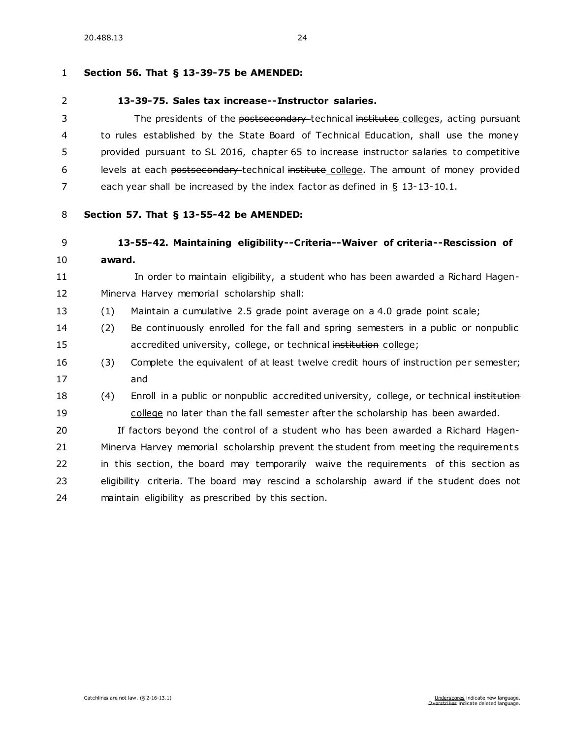**Section 56. That § 13-39-75 be AMENDED:**

**13-39-75. Sales tax increase--Instructor salaries.**

The presidents of the ~~postsecondary~~ technical ~~institutes~~ <u>colleges</u>, acting pursuant to rules established by the State Board of Technical Education, shall use the money provided pursuant to SL 2016, chapter 65 to increase instructor salaries to competitive levels at each ~~postsecondary~~ technical ~~institute~~ <u>college</u>. The amount of money provided each year shall be increased by the index factor as defined in § 13-13-10.1.

**Section 57. That § 13-55-42 be AMENDED:**

**13-55-42. Maintaining eligibility--Criteria--Waiver of criteria--Rescission of award.**

In order to maintain eligibility, a student who has been awarded a Richard Hagen-Minerva Harvey memorial scholarship shall:

(1) Maintain a cumulative 2.5 grade point average on a 4.0 grade point scale;

(2) Be continuously enrolled for the fall and spring semesters in a public or nonpublic accredited university, college, or technical ~~institution~~ <u>college</u>;

(3) Complete the equivalent of at least twelve credit hours of instruction per semester; and

(4) Enroll in a public or nonpublic accredited university, college, or technical ~~institution~~ <u>college</u> no later than the fall semester after the scholarship has been awarded.

If factors beyond the control of a student who has been awarded a Richard Hagen-Minerva Harvey memorial scholarship prevent the student from meeting the requirements in this section, the board may temporarily waive the requirements of this section as eligibility criteria. The board may rescind a scholarship award if the student does not maintain eligibility as prescribed by this section.

Catchlines are not law. (§ 2-16-13.1)

<u>Underscores</u> indicate new language.
~~Overstrikes~~ indicate deleted language.